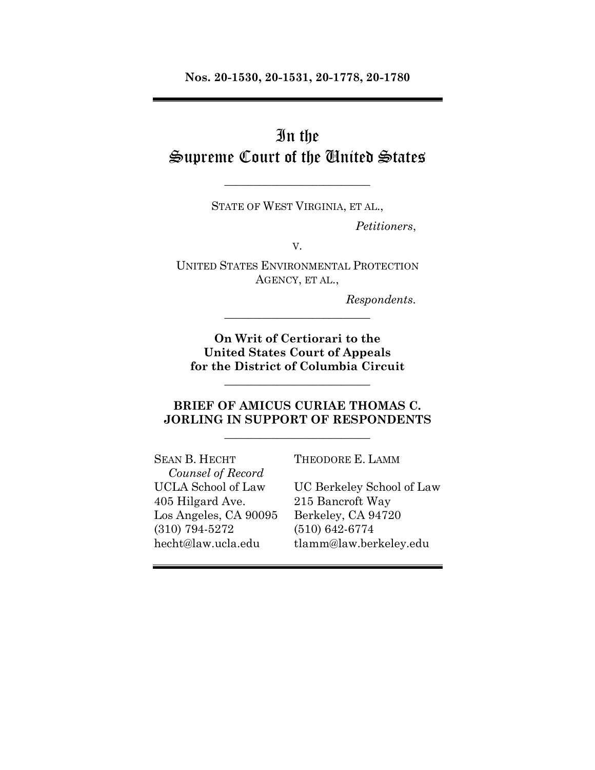**Nos. 20-1530, 20-1531, 20-1778, 20-1780**

---

# In the Supreme Court of the United States

---

STATE OF WEST VIRGINIA, ET AL.,

*Petitioners*,

v.

UNITED STATES ENVIRONMENTAL PROTECTION AGENCY, ET AL.,

*Respondents.*

---

**On Writ of Certiorari to the United States Court of Appeals for the District of Columbia Circuit**

---

**BRIEF OF AMICUS CURIAE THOMAS C. JORLING IN SUPPORT OF RESPONDENTS**

---

SEAN B. HECHT
*Counsel of Record*
UCLA School of Law
405 Hilgard Ave.
Los Angeles, CA 90095
(310) 794-5272
hecht@law.ucla.edu

THEODORE E. LAMM
UC Berkeley School of Law
215 Bancroft Way
Berkeley, CA 94720
(510) 642-6774
tlamm@law.berkeley.edu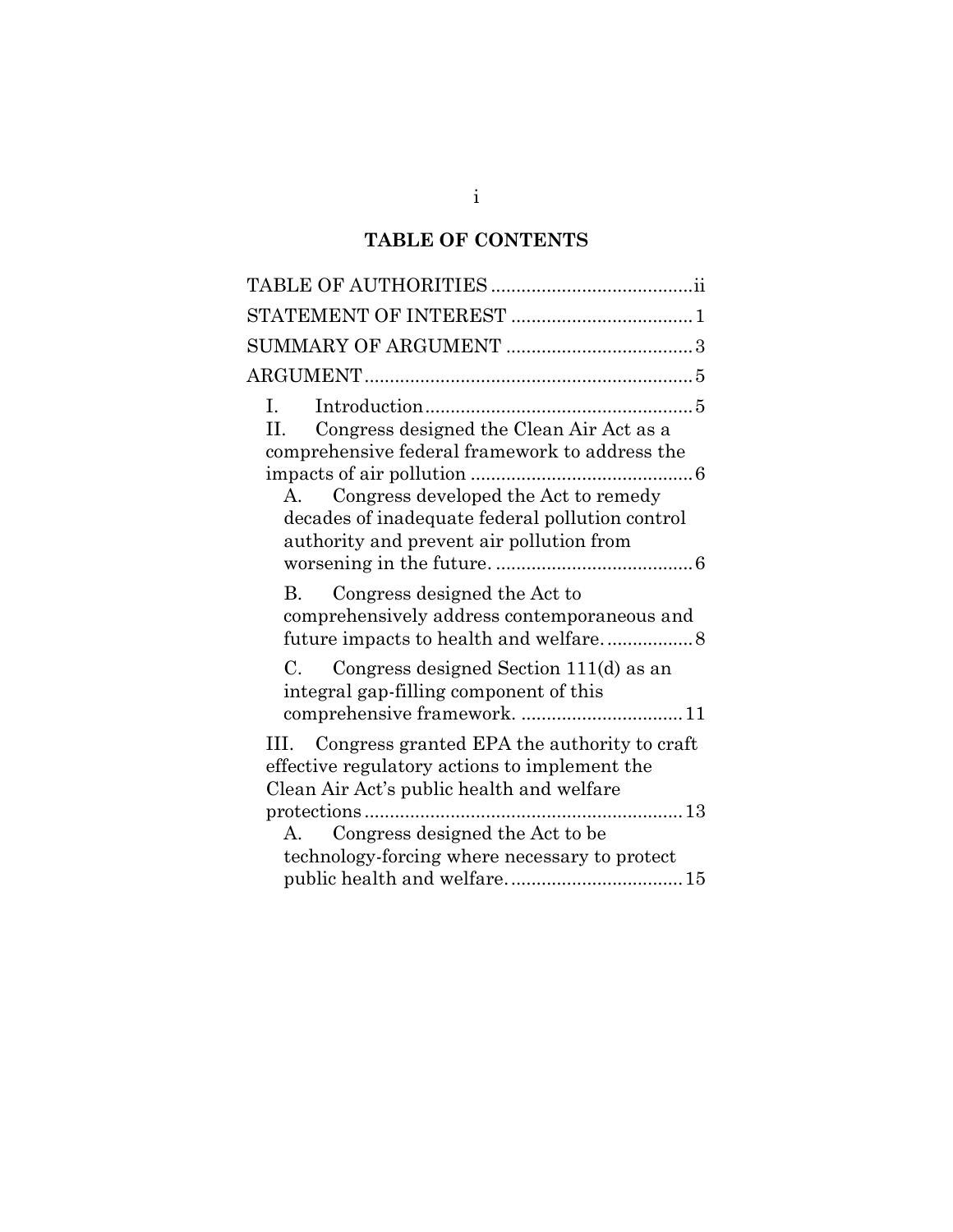**TABLE OF CONTENTS**

TABLE OF AUTHORITIES ........................................ii

STATEMENT OF INTEREST .................................... 1

SUMMARY OF ARGUMENT ..................................... 3

ARGUMENT................................................................. 5

I. Introduction..................................................... 5

II. Congress designed the Clean Air Act as a comprehensive federal framework to address the impacts of air pollution ............................................ 6

A. Congress developed the Act to remedy decades of inadequate federal pollution control authority and prevent air pollution from worsening in the future. ....................................... 6

B. Congress designed the Act to comprehensively address contemporaneous and future impacts to health and welfare. ................. 8

C. Congress designed Section 111(d) as an integral gap-filling component of this comprehensive framework. ................................ 11

III. Congress granted EPA the authority to craft effective regulatory actions to implement the Clean Air Act's public health and welfare protections ............................................................... 13

A. Congress designed the Act to be technology-forcing where necessary to protect public health and welfare. .................................. 15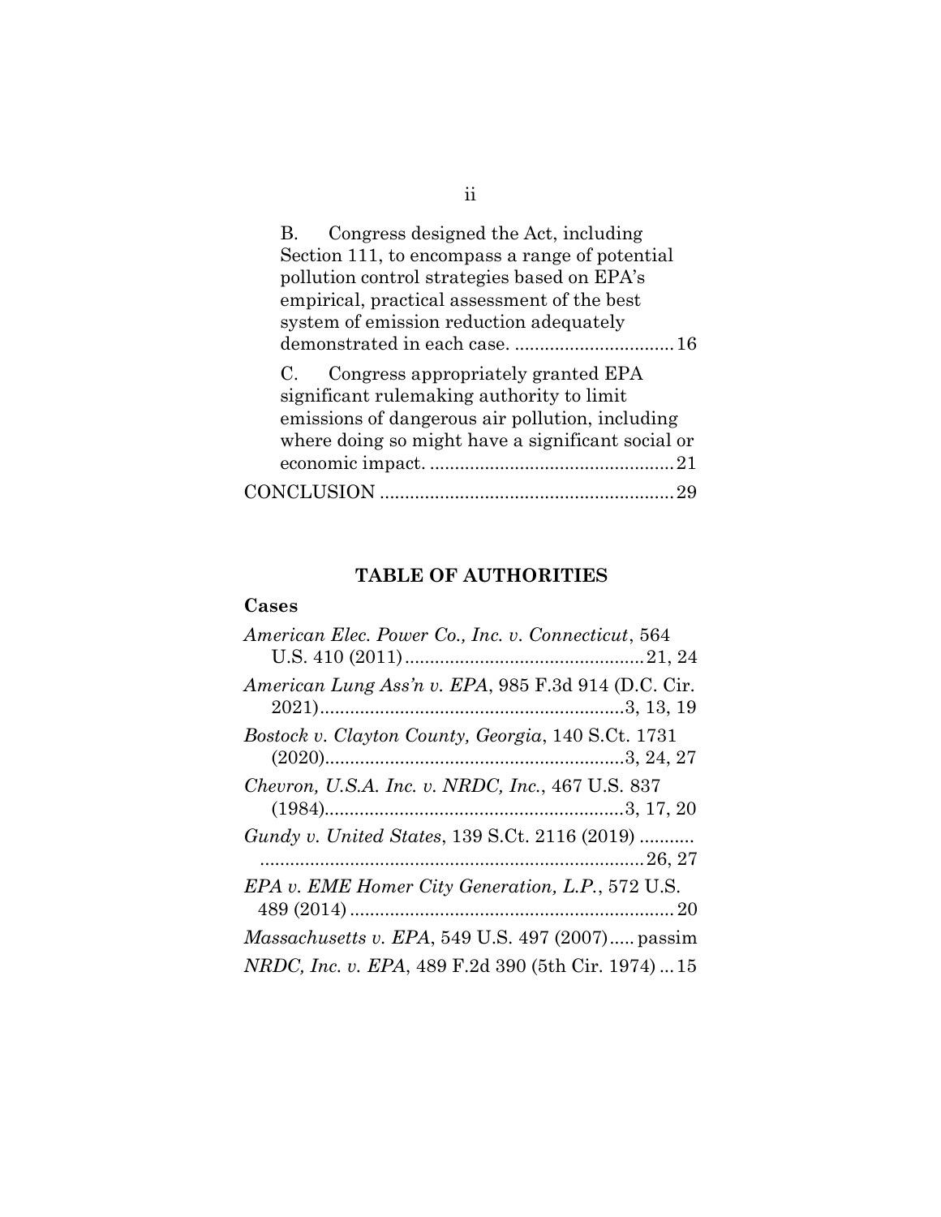B. Congress designed the Act, including Section 111, to encompass a range of potential pollution control strategies based on EPA's empirical, practical assessment of the best system of emission reduction adequately demonstrated in each case. ................................ 16

C. Congress appropriately granted EPA significant rulemaking authority to limit emissions of dangerous air pollution, including where doing so might have a significant social or economic impact. ................................................. 21

CONCLUSION .......................................................... 29

## TABLE OF AUTHORITIES

### Cases

*American Elec. Power Co., Inc. v. Connecticut*, 564 U.S. 410 (2011) ................................................ 21, 24

*American Lung Ass'n v. EPA*, 985 F.3d 914 (D.C. Cir. 2021) ............................................................ 3, 13, 19

*Bostock v. Clayton County, Georgia*, 140 S.Ct. 1731 (2020) ............................................................ 3, 24, 27

*Chevron, U.S.A. Inc. v. NRDC, Inc.*, 467 U.S. 837 (1984) ............................................................ 3, 17, 20

*Gundy v. United States*, 139 S.Ct. 2116 (2019) ........... ............................................................................. 26, 27

*EPA v. EME Homer City Generation, L.P.*, 572 U.S. 489 (2014) ................................................................. 20

*Massachusetts v. EPA*, 549 U.S. 497 (2007) ..... passim

*NRDC, Inc. v. EPA*, 489 F.2d 390 (5th Cir. 1974) ... 15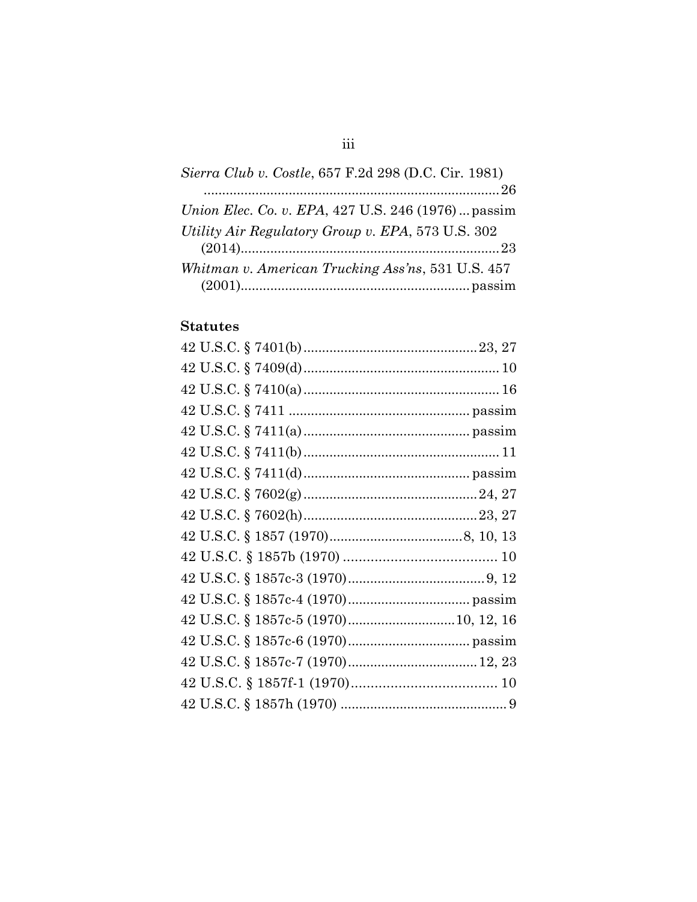*Sierra Club v. Costle*, 657 F.2d 298 (D.C. Cir. 1981) ....................................................................................26

*Union Elec. Co. v. EPA*, 427 U.S. 246 (1976) ... passim

*Utility Air Regulatory Group v. EPA*, 573 U.S. 302 (2014)......................................................................23

*Whitman v. American Trucking Ass'ns*, 531 U.S. 457 (2001)............................................................ passim

**Statutes**

42 U.S.C. § 7401(b) ...............................................23, 27

42 U.S.C. § 7409(d) ..................................................... 10

42 U.S.C. § 7410(a) ..................................................... 16

42 U.S.C. § 7411 ................................................ passim

42 U.S.C. § 7411(a) ............................................ passim

42 U.S.C. § 7411(b) ..................................................... 11

42 U.S.C. § 7411(d) ............................................ passim

42 U.S.C. § 7602(g) ...............................................24, 27

42 U.S.C. § 7602(h) ...............................................23, 27

42 U.S.C. § 1857 (1970)....................................8, 10, 13

42 U.S.C. § 1857b (1970) ........................................ 10

42 U.S.C. § 1857c-3 (1970).....................................9, 12

42 U.S.C. § 1857c-4 (1970)................................. passim

42 U.S.C. § 1857c-5 (1970).............................10, 12, 16

42 U.S.C. § 1857c-6 (1970)................................. passim

42 U.S.C. § 1857c-7 (1970)...................................12, 23

42 U.S.C. § 1857f-1 (1970)...................................... 10

42 U.S.C. § 1857h (1970) ............................................. 9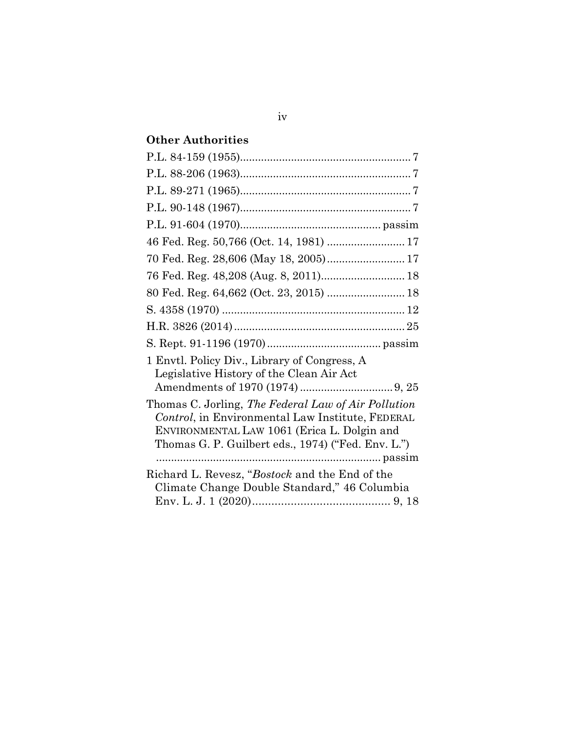**Other Authorities**

P.L. 84-159 (1955)........................................................ 7

P.L. 88-206 (1963)........................................................ 7

P.L. 89-271 (1965)........................................................ 7

P.L. 90-148 (1967)........................................................ 7

P.L. 91-604 (1970)............................................. passim

46 Fed. Reg. 50,766 (Oct. 14, 1981) ......................... 17

70 Fed. Reg. 28,606 (May 18, 2005)......................... 17

76 Fed. Reg. 48,208 (Aug. 8, 2011)........................... 18

80 Fed. Reg. 64,662 (Oct. 23, 2015) ......................... 18

S. 4358 (1970) ............................................................ 12

H.R. 3826 (2014)........................................................ 25

S. Rept. 91-1196 (1970).................................... passim

1 Envtl. Policy Div., Library of Congress, A Legislative History of the Clean Air Act Amendments of 1970 (1974) .............................. 9, 25

Thomas C. Jorling, *The Federal Law of Air Pollution Control*, in Environmental Law Institute, FEDERAL ENVIRONMENTAL LAW 1061 (Erica L. Dolgin and Thomas G. P. Guilbert eds., 1974) ("Fed. Env. L.") .......................................................................... passim

Richard L. Revesz, "*Bostock* and the End of the Climate Change Double Standard," 46 Columbia Env. L. J. 1 (2020)........................................... 9, 18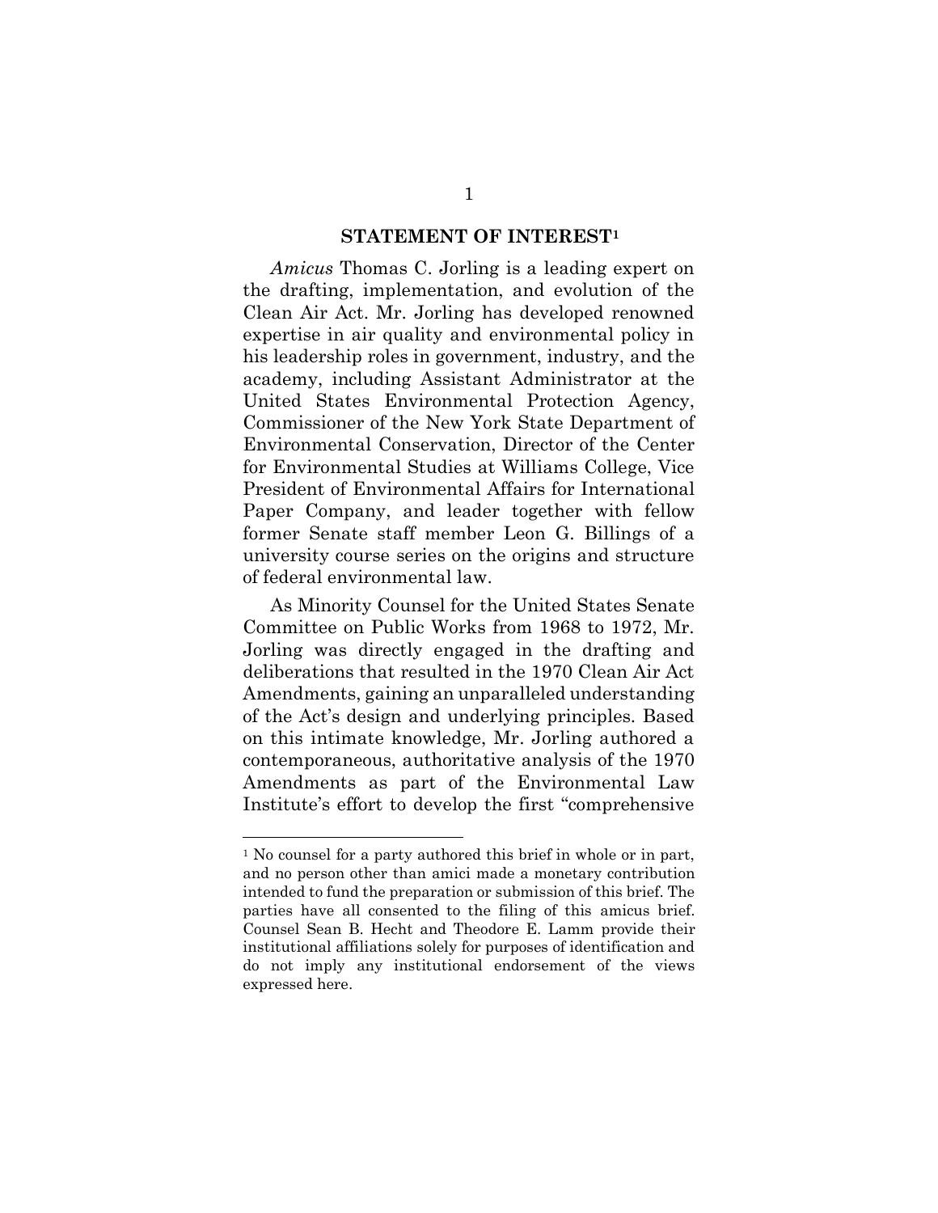## STATEMENT OF INTEREST[1]

*Amicus* Thomas C. Jorling is a leading expert on the drafting, implementation, and evolution of the Clean Air Act. Mr. Jorling has developed renowned expertise in air quality and environmental policy in his leadership roles in government, industry, and the academy, including Assistant Administrator at the United States Environmental Protection Agency, Commissioner of the New York State Department of Environmental Conservation, Director of the Center for Environmental Studies at Williams College, Vice President of Environmental Affairs for International Paper Company, and leader together with fellow former Senate staff member Leon G. Billings of a university course series on the origins and structure of federal environmental law.

As Minority Counsel for the United States Senate Committee on Public Works from 1968 to 1972, Mr. Jorling was directly engaged in the drafting and deliberations that resulted in the 1970 Clean Air Act Amendments, gaining an unparalleled understanding of the Act's design and underlying principles. Based on this intimate knowledge, Mr. Jorling authored a contemporaneous, authoritative analysis of the 1970 Amendments as part of the Environmental Law Institute's effort to develop the first "comprehensive

---

[1] No counsel for a party authored this brief in whole or in part, and no person other than amici made a monetary contribution intended to fund the preparation or submission of this brief. The parties have all consented to the filing of this amicus brief. Counsel Sean B. Hecht and Theodore E. Lamm provide their institutional affiliations solely for purposes of identification and do not imply any institutional endorsement of the views expressed here.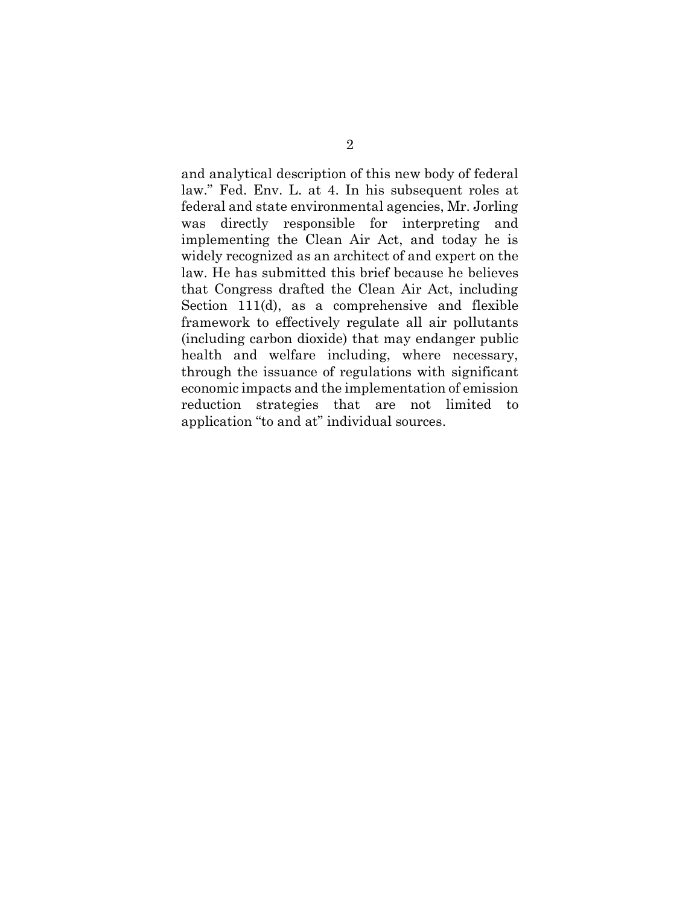and analytical description of this new body of federal law." Fed. Env. L. at 4. In his subsequent roles at federal and state environmental agencies, Mr. Jorling was directly responsible for interpreting and implementing the Clean Air Act, and today he is widely recognized as an architect of and expert on the law. He has submitted this brief because he believes that Congress drafted the Clean Air Act, including Section 111(d), as a comprehensive and flexible framework to effectively regulate all air pollutants (including carbon dioxide) that may endanger public health and welfare including, where necessary, through the issuance of regulations with significant economic impacts and the implementation of emission reduction strategies that are not limited to application "to and at" individual sources.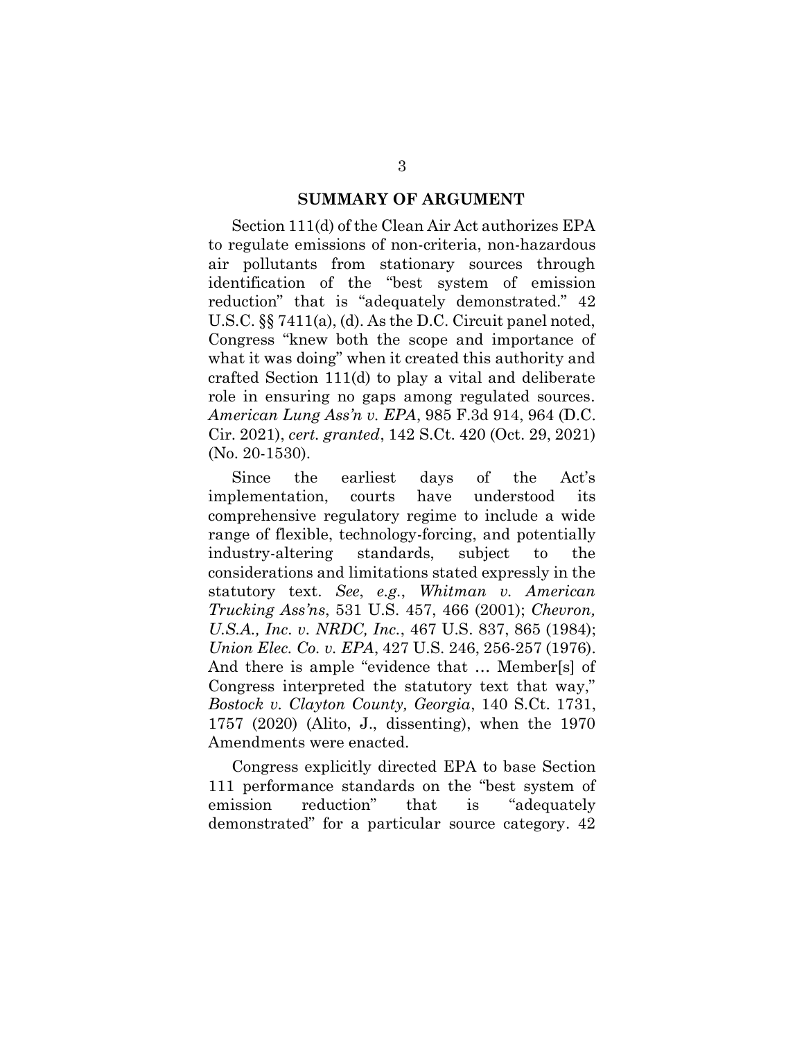## SUMMARY OF ARGUMENT

Section 111(d) of the Clean Air Act authorizes EPA to regulate emissions of non-criteria, non-hazardous air pollutants from stationary sources through identification of the "best system of emission reduction" that is "adequately demonstrated." 42 U.S.C. §§ 7411(a), (d). As the D.C. Circuit panel noted, Congress "knew both the scope and importance of what it was doing" when it created this authority and crafted Section 111(d) to play a vital and deliberate role in ensuring no gaps among regulated sources. *American Lung Ass'n v. EPA*, 985 F.3d 914, 964 (D.C. Cir. 2021), *cert. granted*, 142 S.Ct. 420 (Oct. 29, 2021) (No. 20-1530).

Since the earliest days of the Act's implementation, courts have understood its comprehensive regulatory regime to include a wide range of flexible, technology-forcing, and potentially industry-altering standards, subject to the considerations and limitations stated expressly in the statutory text. *See*, *e.g.*, *Whitman v. American Trucking Ass'ns*, 531 U.S. 457, 466 (2001); *Chevron, U.S.A., Inc. v. NRDC, Inc.*, 467 U.S. 837, 865 (1984); *Union Elec. Co. v. EPA*, 427 U.S. 246, 256-257 (1976). And there is ample "evidence that … Member[s] of Congress interpreted the statutory text that way," *Bostock v. Clayton County, Georgia*, 140 S.Ct. 1731, 1757 (2020) (Alito, J., dissenting), when the 1970 Amendments were enacted.

Congress explicitly directed EPA to base Section 111 performance standards on the "best system of emission reduction" that is "adequately demonstrated" for a particular source category. 42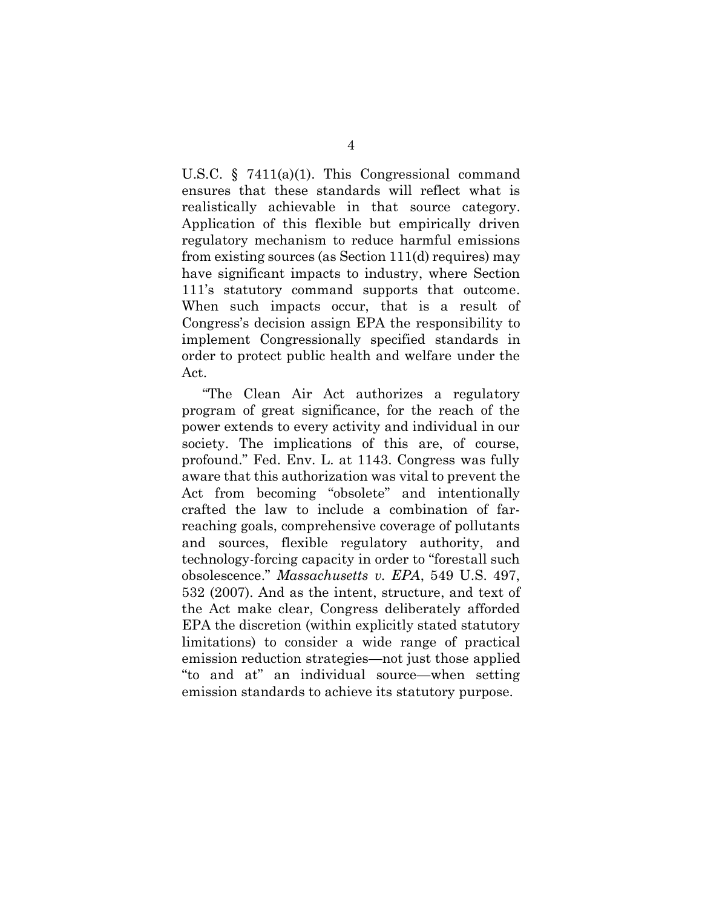U.S.C. § 7411(a)(1). This Congressional command ensures that these standards will reflect what is realistically achievable in that source category. Application of this flexible but empirically driven regulatory mechanism to reduce harmful emissions from existing sources (as Section 111(d) requires) may have significant impacts to industry, where Section 111's statutory command supports that outcome. When such impacts occur, that is a result of Congress's decision assign EPA the responsibility to implement Congressionally specified standards in order to protect public health and welfare under the Act.

"The Clean Air Act authorizes a regulatory program of great significance, for the reach of the power extends to every activity and individual in our society. The implications of this are, of course, profound." Fed. Env. L. at 1143. Congress was fully aware that this authorization was vital to prevent the Act from becoming "obsolete" and intentionally crafted the law to include a combination of far-reaching goals, comprehensive coverage of pollutants and sources, flexible regulatory authority, and technology-forcing capacity in order to "forestall such obsolescence." *Massachusetts v. EPA*, 549 U.S. 497, 532 (2007). And as the intent, structure, and text of the Act make clear, Congress deliberately afforded EPA the discretion (within explicitly stated statutory limitations) to consider a wide range of practical emission reduction strategies—not just those applied "to and at" an individual source—when setting emission standards to achieve its statutory purpose.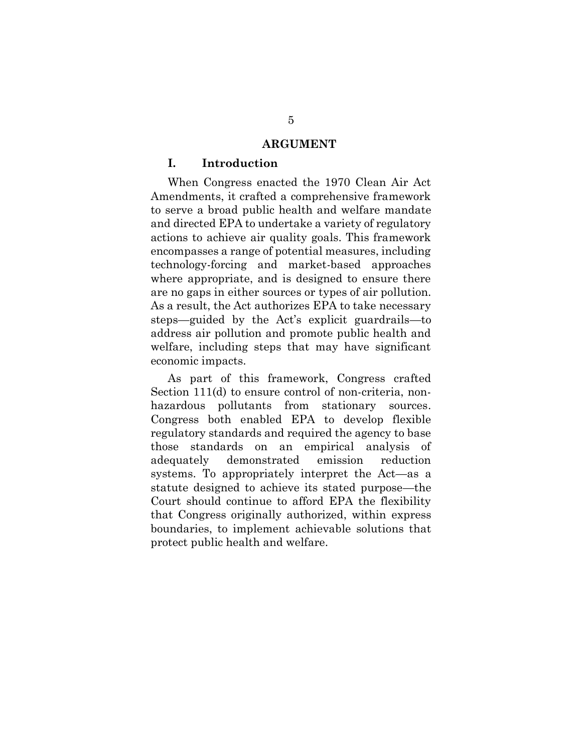## ARGUMENT

### I. Introduction

When Congress enacted the 1970 Clean Air Act Amendments, it crafted a comprehensive framework to serve a broad public health and welfare mandate and directed EPA to undertake a variety of regulatory actions to achieve air quality goals. This framework encompasses a range of potential measures, including technology-forcing and market-based approaches where appropriate, and is designed to ensure there are no gaps in either sources or types of air pollution. As a result, the Act authorizes EPA to take necessary steps—guided by the Act's explicit guardrails—to address air pollution and promote public health and welfare, including steps that may have significant economic impacts.

As part of this framework, Congress crafted Section 111(d) to ensure control of non-criteria, non-hazardous pollutants from stationary sources. Congress both enabled EPA to develop flexible regulatory standards and required the agency to base those standards on an empirical analysis of adequately demonstrated emission reduction systems. To appropriately interpret the Act—as a statute designed to achieve its stated purpose—the Court should continue to afford EPA the flexibility that Congress originally authorized, within express boundaries, to implement achievable solutions that protect public health and welfare.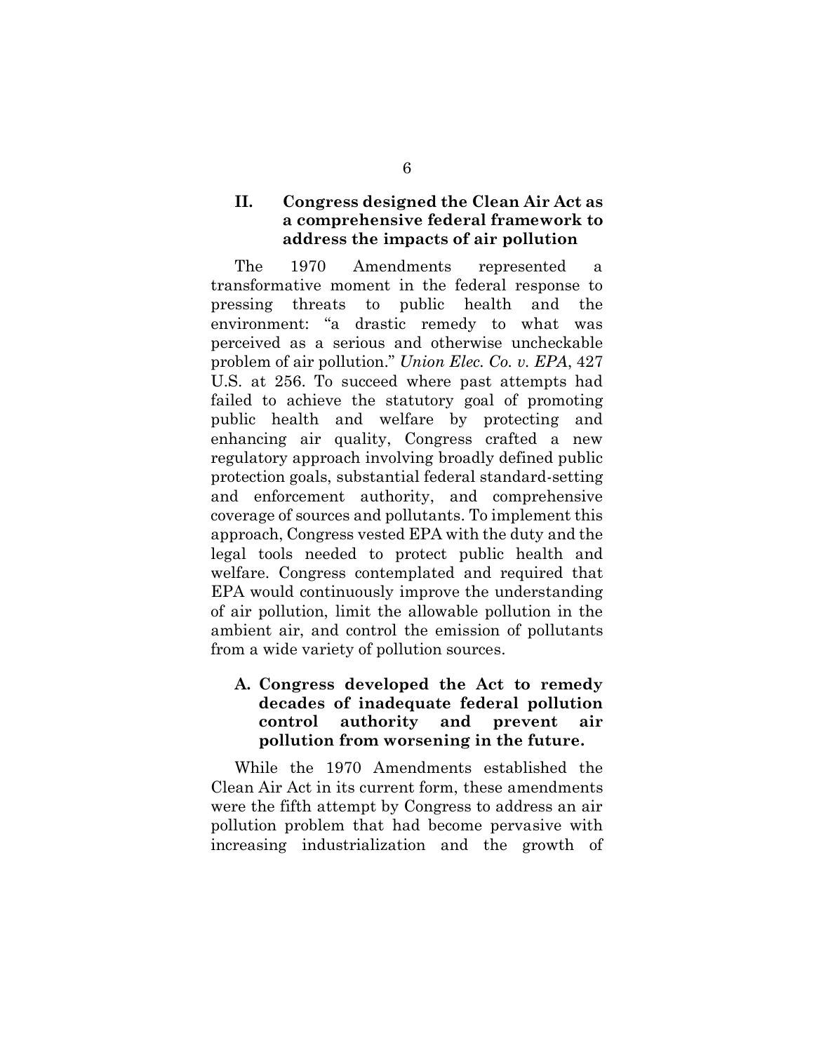## II. Congress designed the Clean Air Act as a comprehensive federal framework to address the impacts of air pollution

The 1970 Amendments represented a transformative moment in the federal response to pressing threats to public health and the environment: "a drastic remedy to what was perceived as a serious and otherwise uncheckable problem of air pollution." *Union Elec. Co. v. EPA*, 427 U.S. at 256. To succeed where past attempts had failed to achieve the statutory goal of promoting public health and welfare by protecting and enhancing air quality, Congress crafted a new regulatory approach involving broadly defined public protection goals, substantial federal standard-setting and enforcement authority, and comprehensive coverage of sources and pollutants. To implement this approach, Congress vested EPA with the duty and the legal tools needed to protect public health and welfare. Congress contemplated and required that EPA would continuously improve the understanding of air pollution, limit the allowable pollution in the ambient air, and control the emission of pollutants from a wide variety of pollution sources.

### A. Congress developed the Act to remedy decades of inadequate federal pollution control authority and prevent air pollution from worsening in the future.

While the 1970 Amendments established the Clean Air Act in its current form, these amendments were the fifth attempt by Congress to address an air pollution problem that had become pervasive with increasing industrialization and the growth of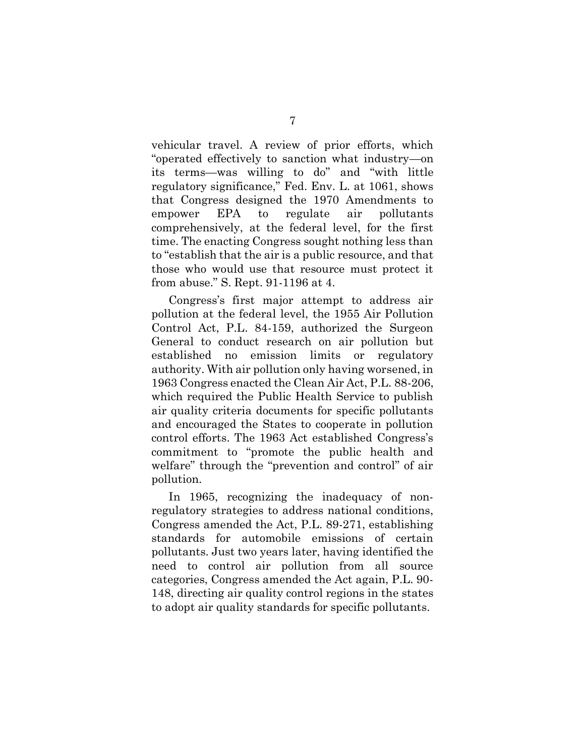vehicular travel. A review of prior efforts, which "operated effectively to sanction what industry—on its terms—was willing to do" and "with little regulatory significance," Fed. Env. L. at 1061, shows that Congress designed the 1970 Amendments to empower EPA to regulate air pollutants comprehensively, at the federal level, for the first time. The enacting Congress sought nothing less than to "establish that the air is a public resource, and that those who would use that resource must protect it from abuse." S. Rept. 91-1196 at 4.

Congress's first major attempt to address air pollution at the federal level, the 1955 Air Pollution Control Act, P.L. 84-159, authorized the Surgeon General to conduct research on air pollution but established no emission limits or regulatory authority. With air pollution only having worsened, in 1963 Congress enacted the Clean Air Act, P.L. 88-206, which required the Public Health Service to publish air quality criteria documents for specific pollutants and encouraged the States to cooperate in pollution control efforts. The 1963 Act established Congress's commitment to "promote the public health and welfare" through the "prevention and control" of air pollution.

In 1965, recognizing the inadequacy of non-regulatory strategies to address national conditions, Congress amended the Act, P.L. 89-271, establishing standards for automobile emissions of certain pollutants. Just two years later, having identified the need to control air pollution from all source categories, Congress amended the Act again, P.L. 90-148, directing air quality control regions in the states to adopt air quality standards for specific pollutants.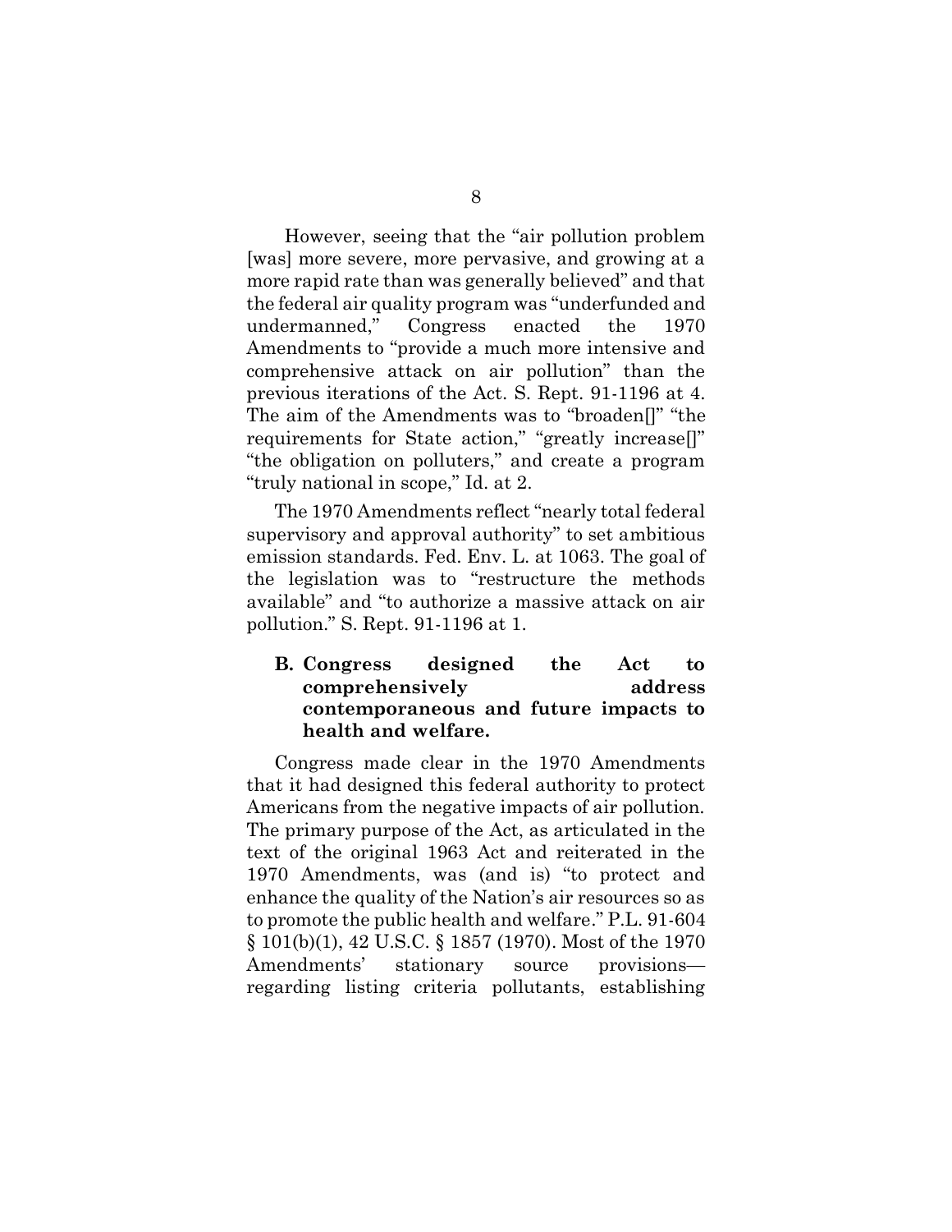However, seeing that the "air pollution problem [was] more severe, more pervasive, and growing at a more rapid rate than was generally believed" and that the federal air quality program was "underfunded and undermanned," Congress enacted the 1970 Amendments to "provide a much more intensive and comprehensive attack on air pollution" than the previous iterations of the Act. S. Rept. 91-1196 at 4. The aim of the Amendments was to "broaden[]" "the requirements for State action," "greatly increase[]" "the obligation on polluters," and create a program "truly national in scope," Id. at 2.

The 1970 Amendments reflect "nearly total federal supervisory and approval authority" to set ambitious emission standards. Fed. Env. L. at 1063. The goal of the legislation was to "restructure the methods available" and "to authorize a massive attack on air pollution." S. Rept. 91-1196 at 1.

### B. Congress designed the Act to comprehensively address contemporaneous and future impacts to health and welfare.

Congress made clear in the 1970 Amendments that it had designed this federal authority to protect Americans from the negative impacts of air pollution. The primary purpose of the Act, as articulated in the text of the original 1963 Act and reiterated in the 1970 Amendments, was (and is) "to protect and enhance the quality of the Nation's air resources so as to promote the public health and welfare." P.L. 91-604 § 101(b)(1), 42 U.S.C. § 1857 (1970). Most of the 1970 Amendments' stationary source provisions—regarding listing criteria pollutants, establishing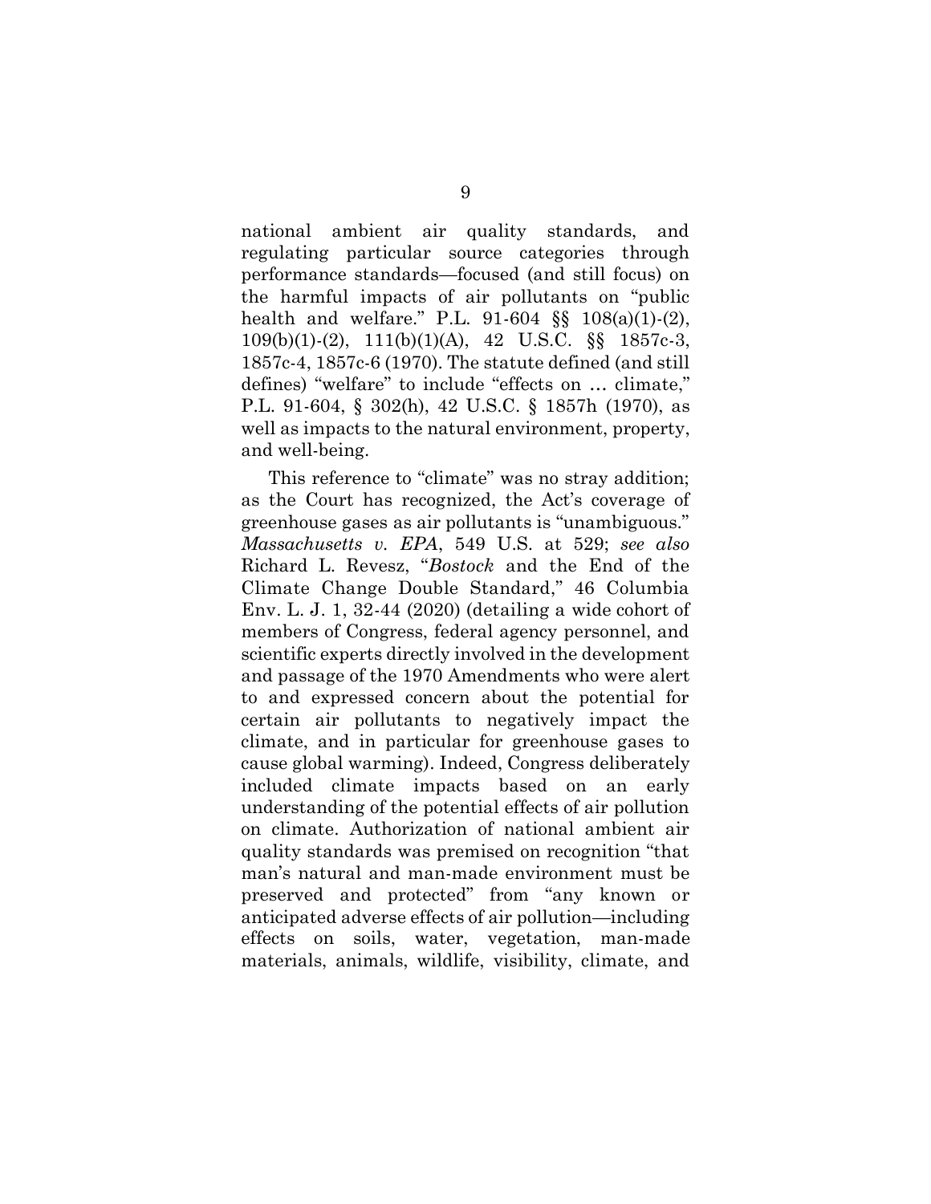national ambient air quality standards, and regulating particular source categories through performance standards—focused (and still focus) on the harmful impacts of air pollutants on "public health and welfare." P.L. 91-604 §§ 108(a)(1)-(2), 109(b)(1)-(2), 111(b)(1)(A), 42 U.S.C. §§ 1857c-3, 1857c-4, 1857c-6 (1970). The statute defined (and still defines) "welfare" to include "effects on … climate," P.L. 91-604, § 302(h), 42 U.S.C. § 1857h (1970), as well as impacts to the natural environment, property, and well-being.

This reference to "climate" was no stray addition; as the Court has recognized, the Act's coverage of greenhouse gases as air pollutants is "unambiguous." *Massachusetts v. EPA*, 549 U.S. at 529; *see also* Richard L. Revesz, "*Bostock* and the End of the Climate Change Double Standard," 46 Columbia Env. L. J. 1, 32-44 (2020) (detailing a wide cohort of members of Congress, federal agency personnel, and scientific experts directly involved in the development and passage of the 1970 Amendments who were alert to and expressed concern about the potential for certain air pollutants to negatively impact the climate, and in particular for greenhouse gases to cause global warming). Indeed, Congress deliberately included climate impacts based on an early understanding of the potential effects of air pollution on climate. Authorization of national ambient air quality standards was premised on recognition "that man's natural and man-made environment must be preserved and protected" from "any known or anticipated adverse effects of air pollution—including effects on soils, water, vegetation, man-made materials, animals, wildlife, visibility, climate, and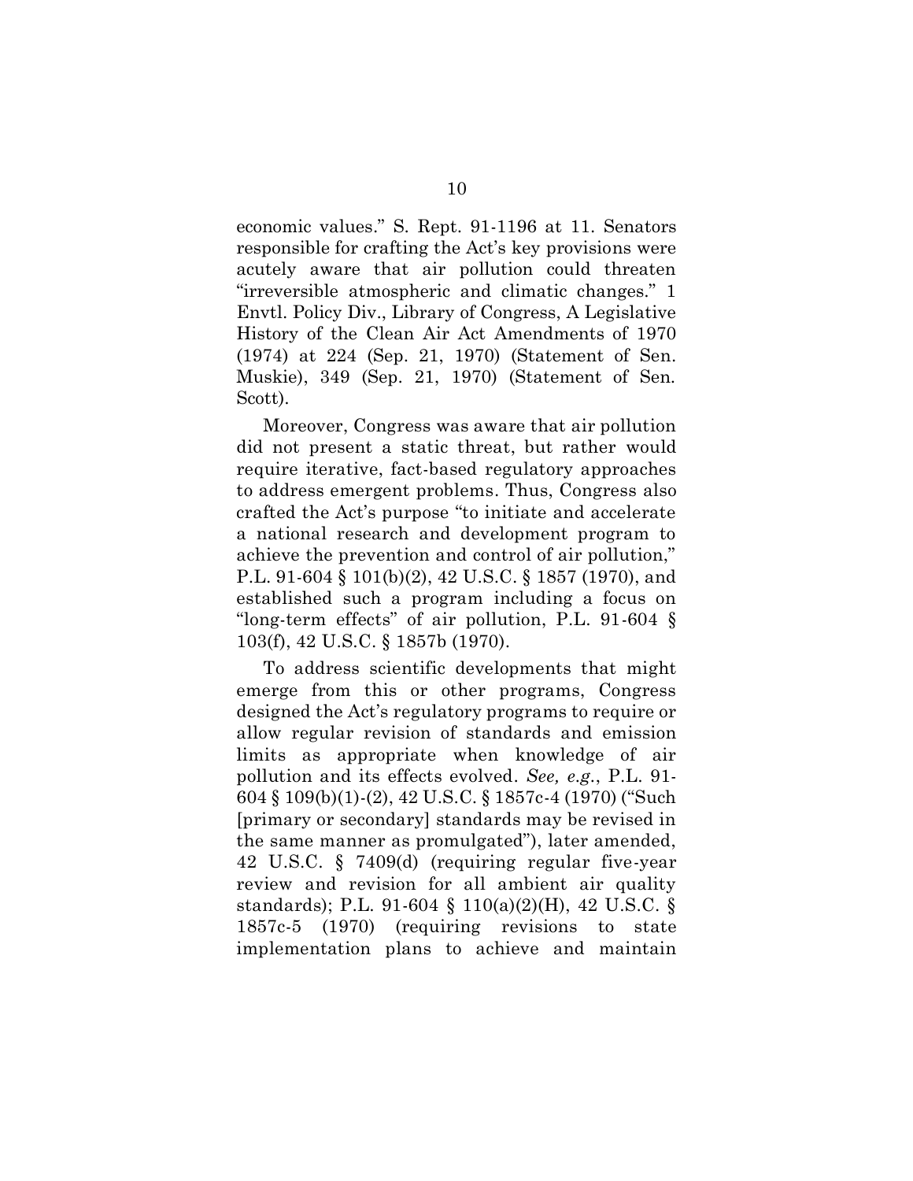economic values." S. Rept. 91-1196 at 11. Senators responsible for crafting the Act's key provisions were acutely aware that air pollution could threaten "irreversible atmospheric and climatic changes." 1 Envtl. Policy Div., Library of Congress, A Legislative History of the Clean Air Act Amendments of 1970 (1974) at 224 (Sep. 21, 1970) (Statement of Sen. Muskie), 349 (Sep. 21, 1970) (Statement of Sen. Scott).

Moreover, Congress was aware that air pollution did not present a static threat, but rather would require iterative, fact-based regulatory approaches to address emergent problems. Thus, Congress also crafted the Act's purpose "to initiate and accelerate a national research and development program to achieve the prevention and control of air pollution," P.L. 91-604 § 101(b)(2), 42 U.S.C. § 1857 (1970), and established such a program including a focus on "long-term effects" of air pollution, P.L. 91-604 § 103(f), 42 U.S.C. § 1857b (1970).

To address scientific developments that might emerge from this or other programs, Congress designed the Act's regulatory programs to require or allow regular revision of standards and emission limits as appropriate when knowledge of air pollution and its effects evolved. *See, e.g.*, P.L. 91-604 § 109(b)(1)-(2), 42 U.S.C. § 1857c-4 (1970) ("Such [primary or secondary] standards may be revised in the same manner as promulgated"), later amended, 42 U.S.C. § 7409(d) (requiring regular five-year review and revision for all ambient air quality standards); P.L. 91-604 § 110(a)(2)(H), 42 U.S.C. § 1857c-5 (1970) (requiring revisions to state implementation plans to achieve and maintain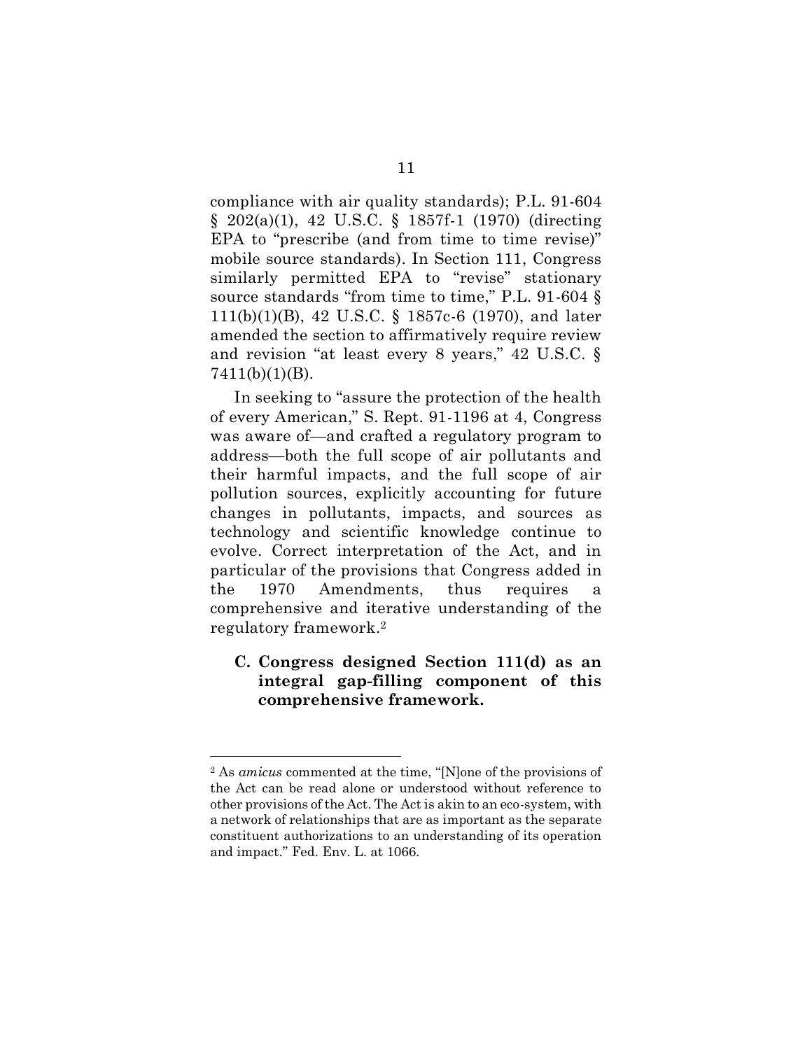compliance with air quality standards); P.L. 91-604 § 202(a)(1), 42 U.S.C. § 1857f-1 (1970) (directing EPA to "prescribe (and from time to time revise)" mobile source standards). In Section 111, Congress similarly permitted EPA to "revise" stationary source standards "from time to time," P.L. 91-604 § 111(b)(1)(B), 42 U.S.C. § 1857c-6 (1970), and later amended the section to affirmatively require review and revision "at least every 8 years," 42 U.S.C. § 7411(b)(1)(B).

In seeking to "assure the protection of the health of every American," S. Rept. 91-1196 at 4, Congress was aware of—and crafted a regulatory program to address—both the full scope of air pollutants and their harmful impacts, and the full scope of air pollution sources, explicitly accounting for future changes in pollutants, impacts, and sources as technology and scientific knowledge continue to evolve. Correct interpretation of the Act, and in particular of the provisions that Congress added in the 1970 Amendments, thus requires a comprehensive and iterative understanding of the regulatory framework.[2]

### C. Congress designed Section 111(d) as an integral gap-filling component of this comprehensive framework.

[2] As *amicus* commented at the time, "[N]one of the provisions of the Act can be read alone or understood without reference to other provisions of the Act. The Act is akin to an eco-system, with a network of relationships that are as important as the separate constituent authorizations to an understanding of its operation and impact." Fed. Env. L. at 1066.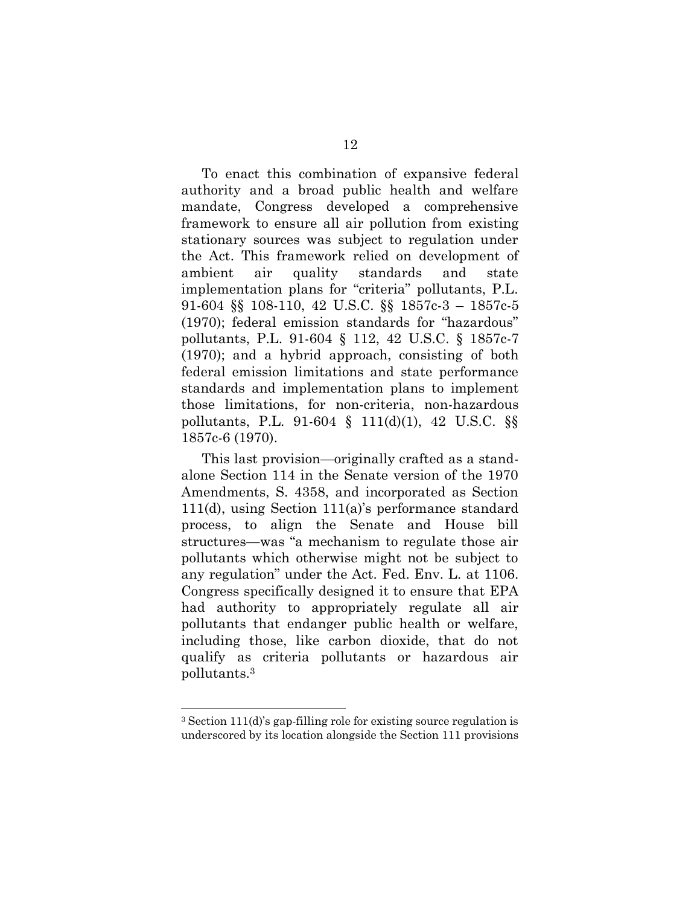To enact this combination of expansive federal authority and a broad public health and welfare mandate, Congress developed a comprehensive framework to ensure all air pollution from existing stationary sources was subject to regulation under the Act. This framework relied on development of ambient air quality standards and state implementation plans for "criteria" pollutants, P.L. 91-604 §§ 108-110, 42 U.S.C. §§ 1857c-3 – 1857c-5 (1970); federal emission standards for "hazardous" pollutants, P.L. 91-604 § 112, 42 U.S.C. § 1857c-7 (1970); and a hybrid approach, consisting of both federal emission limitations and state performance standards and implementation plans to implement those limitations, for non-criteria, non-hazardous pollutants, P.L. 91-604 § 111(d)(1), 42 U.S.C. §§ 1857c-6 (1970).

This last provision—originally crafted as a stand-alone Section 114 in the Senate version of the 1970 Amendments, S. 4358, and incorporated as Section 111(d), using Section 111(a)'s performance standard process, to align the Senate and House bill structures—was "a mechanism to regulate those air pollutants which otherwise might not be subject to any regulation" under the Act. Fed. Env. L. at 1106. Congress specifically designed it to ensure that EPA had authority to appropriately regulate all air pollutants that endanger public health or welfare, including those, like carbon dioxide, that do not qualify as criteria pollutants or hazardous air pollutants.[3]

[3] Section 111(d)'s gap-filling role for existing source regulation is underscored by its location alongside the Section 111 provisions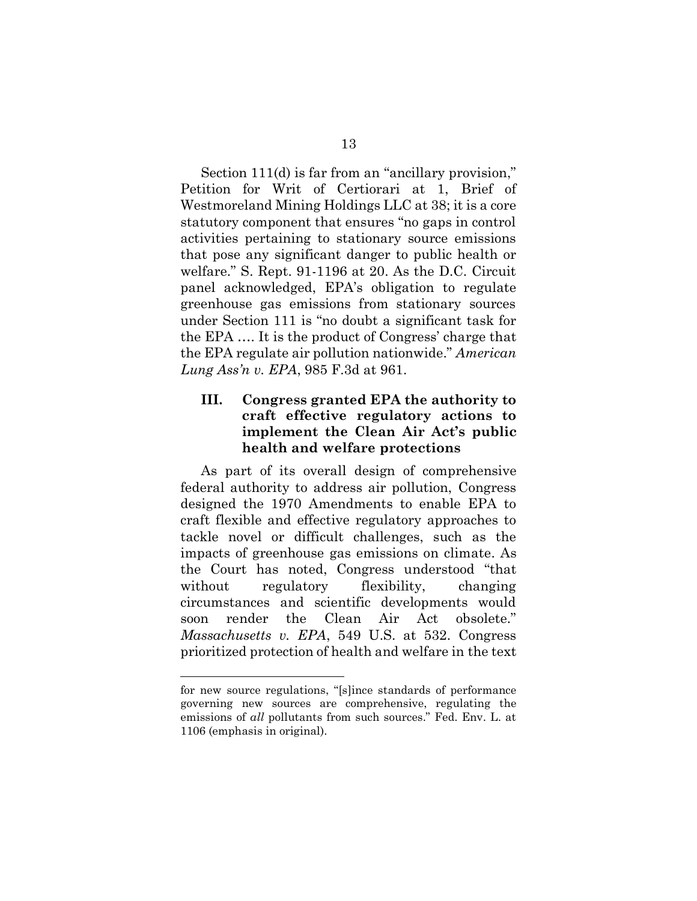Section 111(d) is far from an "ancillary provision," Petition for Writ of Certiorari at 1, Brief of Westmoreland Mining Holdings LLC at 38; it is a core statutory component that ensures "no gaps in control activities pertaining to stationary source emissions that pose any significant danger to public health or welfare." S. Rept. 91-1196 at 20. As the D.C. Circuit panel acknowledged, EPA's obligation to regulate greenhouse gas emissions from stationary sources under Section 111 is "no doubt a significant task for the EPA …. It is the product of Congress' charge that the EPA regulate air pollution nationwide." *American Lung Ass'n v. EPA*, 985 F.3d at 961.

### III. Congress granted EPA the authority to craft effective regulatory actions to implement the Clean Air Act's public health and welfare protections

As part of its overall design of comprehensive federal authority to address air pollution, Congress designed the 1970 Amendments to enable EPA to craft flexible and effective regulatory approaches to tackle novel or difficult challenges, such as the impacts of greenhouse gas emissions on climate. As the Court has noted, Congress understood "that without regulatory flexibility, changing circumstances and scientific developments would soon render the Clean Air Act obsolete." *Massachusetts v. EPA*, 549 U.S. at 532. Congress prioritized protection of health and welfare in the text

---

for new source regulations, "[s]ince standards of performance governing new sources are comprehensive, regulating the emissions of *all* pollutants from such sources." Fed. Env. L. at 1106 (emphasis in original).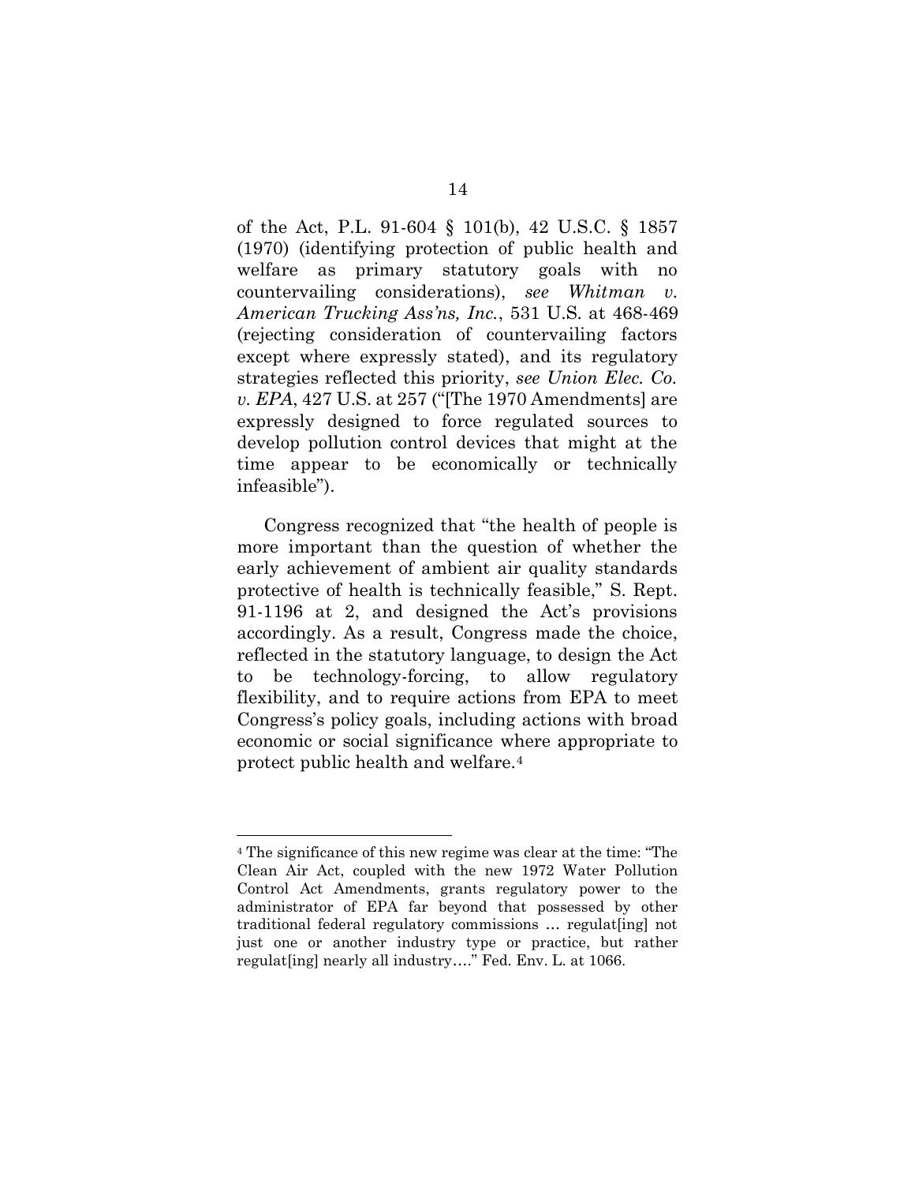of the Act, P.L. 91-604 § 101(b), 42 U.S.C. § 1857 (1970) (identifying protection of public health and welfare as primary statutory goals with no countervailing considerations), *see Whitman v. American Trucking Ass'ns, Inc.*, 531 U.S. at 468-469 (rejecting consideration of countervailing factors except where expressly stated), and its regulatory strategies reflected this priority, *see Union Elec. Co. v. EPA*, 427 U.S. at 257 ("[The 1970 Amendments] are expressly designed to force regulated sources to develop pollution control devices that might at the time appear to be economically or technically infeasible").

Congress recognized that "the health of people is more important than the question of whether the early achievement of ambient air quality standards protective of health is technically feasible," S. Rept. 91-1196 at 2, and designed the Act's provisions accordingly. As a result, Congress made the choice, reflected in the statutory language, to design the Act to be technology-forcing, to allow regulatory flexibility, and to require actions from EPA to meet Congress's policy goals, including actions with broad economic or social significance where appropriate to protect public health and welfare.[4]

---

[4] The significance of this new regime was clear at the time: "The Clean Air Act, coupled with the new 1972 Water Pollution Control Act Amendments, grants regulatory power to the administrator of EPA far beyond that possessed by other traditional federal regulatory commissions … regulat[ing] not just one or another industry type or practice, but rather regulat[ing] nearly all industry…." Fed. Env. L. at 1066.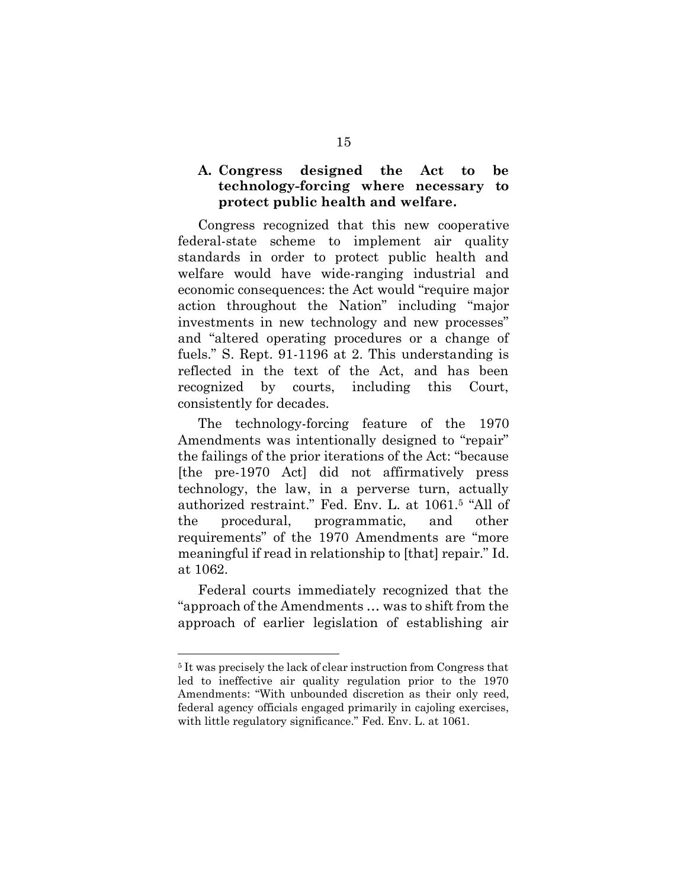### A. Congress designed the Act to be technology-forcing where necessary to protect public health and welfare.

Congress recognized that this new cooperative federal-state scheme to implement air quality standards in order to protect public health and welfare would have wide-ranging industrial and economic consequences: the Act would "require major action throughout the Nation" including "major investments in new technology and new processes" and "altered operating procedures or a change of fuels." S. Rept. 91-1196 at 2. This understanding is reflected in the text of the Act, and has been recognized by courts, including this Court, consistently for decades.

The technology-forcing feature of the 1970 Amendments was intentionally designed to "repair" the failings of the prior iterations of the Act: "because [the pre-1970 Act] did not affirmatively press technology, the law, in a perverse turn, actually authorized restraint." Fed. Env. L. at 1061.[5] "All of the procedural, programmatic, and other requirements" of the 1970 Amendments are "more meaningful if read in relationship to [that] repair." Id. at 1062.

Federal courts immediately recognized that the "approach of the Amendments … was to shift from the approach of earlier legislation of establishing air

---

[5] It was precisely the lack of clear instruction from Congress that led to ineffective air quality regulation prior to the 1970 Amendments: "With unbounded discretion as their only reed, federal agency officials engaged primarily in cajoling exercises, with little regulatory significance." Fed. Env. L. at 1061.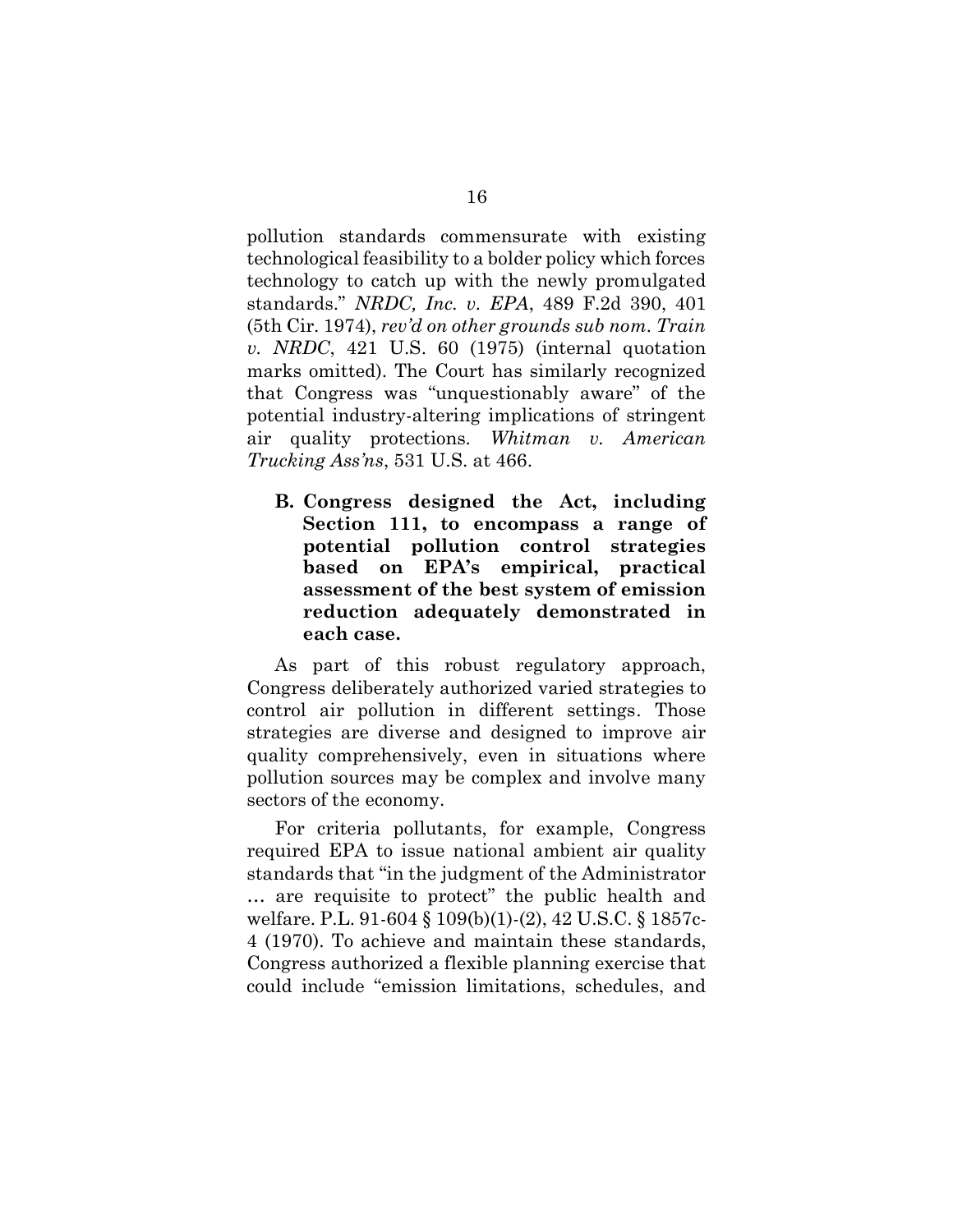pollution standards commensurate with existing technological feasibility to a bolder policy which forces technology to catch up with the newly promulgated standards." *NRDC, Inc. v. EPA*, 489 F.2d 390, 401 (5th Cir. 1974), *rev'd on other grounds sub nom. Train v. NRDC*, 421 U.S. 60 (1975) (internal quotation marks omitted). The Court has similarly recognized that Congress was "unquestionably aware" of the potential industry-altering implications of stringent air quality protections. *Whitman v. American Trucking Ass'ns*, 531 U.S. at 466.

### B. Congress designed the Act, including Section 111, to encompass a range of potential pollution control strategies based on EPA's empirical, practical assessment of the best system of emission reduction adequately demonstrated in each case.

As part of this robust regulatory approach, Congress deliberately authorized varied strategies to control air pollution in different settings. Those strategies are diverse and designed to improve air quality comprehensively, even in situations where pollution sources may be complex and involve many sectors of the economy.

For criteria pollutants, for example, Congress required EPA to issue national ambient air quality standards that "in the judgment of the Administrator … are requisite to protect" the public health and welfare. P.L. 91-604 § 109(b)(1)-(2), 42 U.S.C. § 1857c-4 (1970). To achieve and maintain these standards, Congress authorized a flexible planning exercise that could include "emission limitations, schedules, and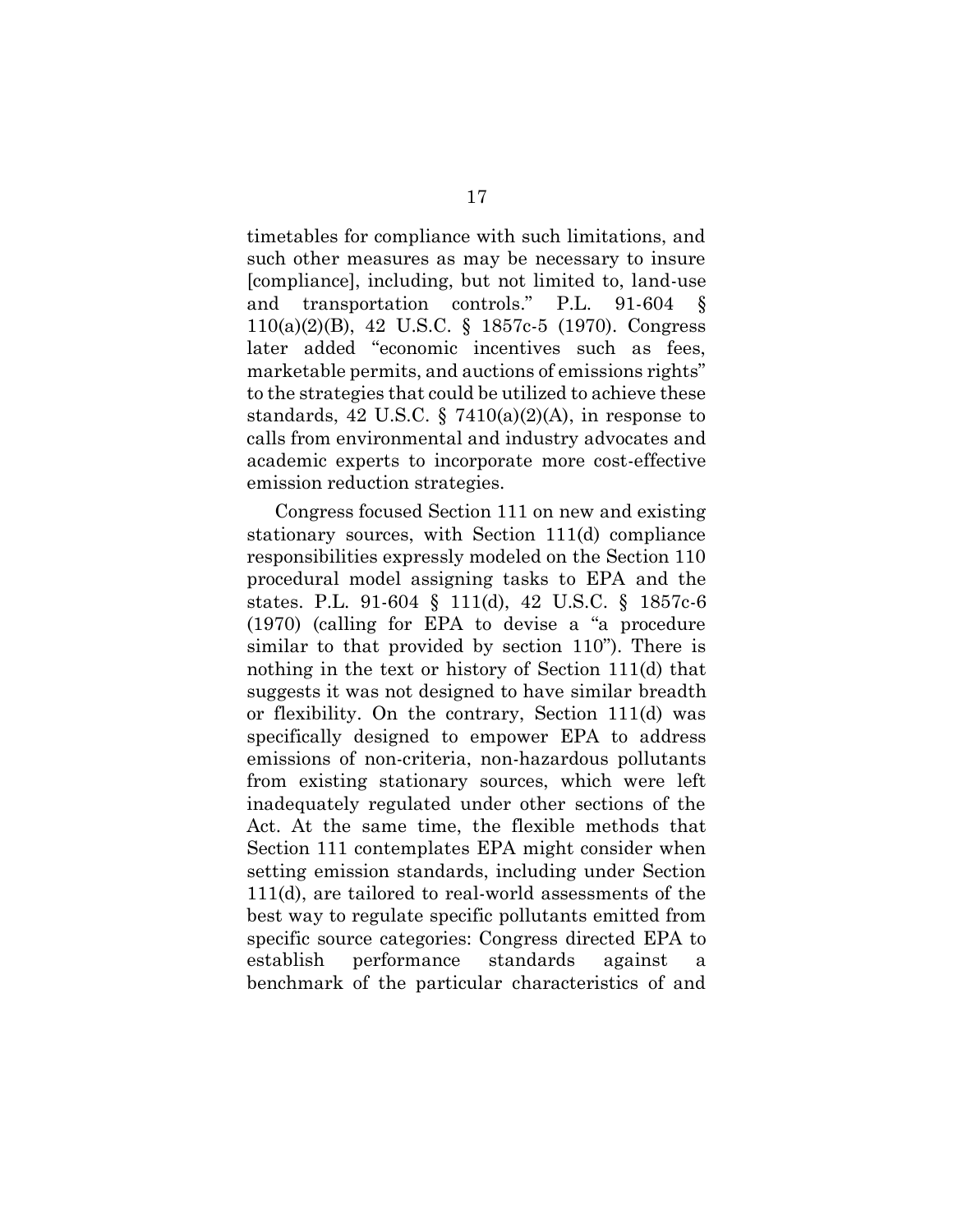timetables for compliance with such limitations, and such other measures as may be necessary to insure [compliance], including, but not limited to, land-use and transportation controls." P.L. 91-604 § 110(a)(2)(B), 42 U.S.C. § 1857c-5 (1970). Congress later added "economic incentives such as fees, marketable permits, and auctions of emissions rights" to the strategies that could be utilized to achieve these standards, 42 U.S.C. § 7410(a)(2)(A), in response to calls from environmental and industry advocates and academic experts to incorporate more cost-effective emission reduction strategies.

Congress focused Section 111 on new and existing stationary sources, with Section 111(d) compliance responsibilities expressly modeled on the Section 110 procedural model assigning tasks to EPA and the states. P.L. 91-604 § 111(d), 42 U.S.C. § 1857c-6 (1970) (calling for EPA to devise a "a procedure similar to that provided by section 110"). There is nothing in the text or history of Section 111(d) that suggests it was not designed to have similar breadth or flexibility. On the contrary, Section 111(d) was specifically designed to empower EPA to address emissions of non-criteria, non-hazardous pollutants from existing stationary sources, which were left inadequately regulated under other sections of the Act. At the same time, the flexible methods that Section 111 contemplates EPA might consider when setting emission standards, including under Section 111(d), are tailored to real-world assessments of the best way to regulate specific pollutants emitted from specific source categories: Congress directed EPA to establish performance standards against a benchmark of the particular characteristics of and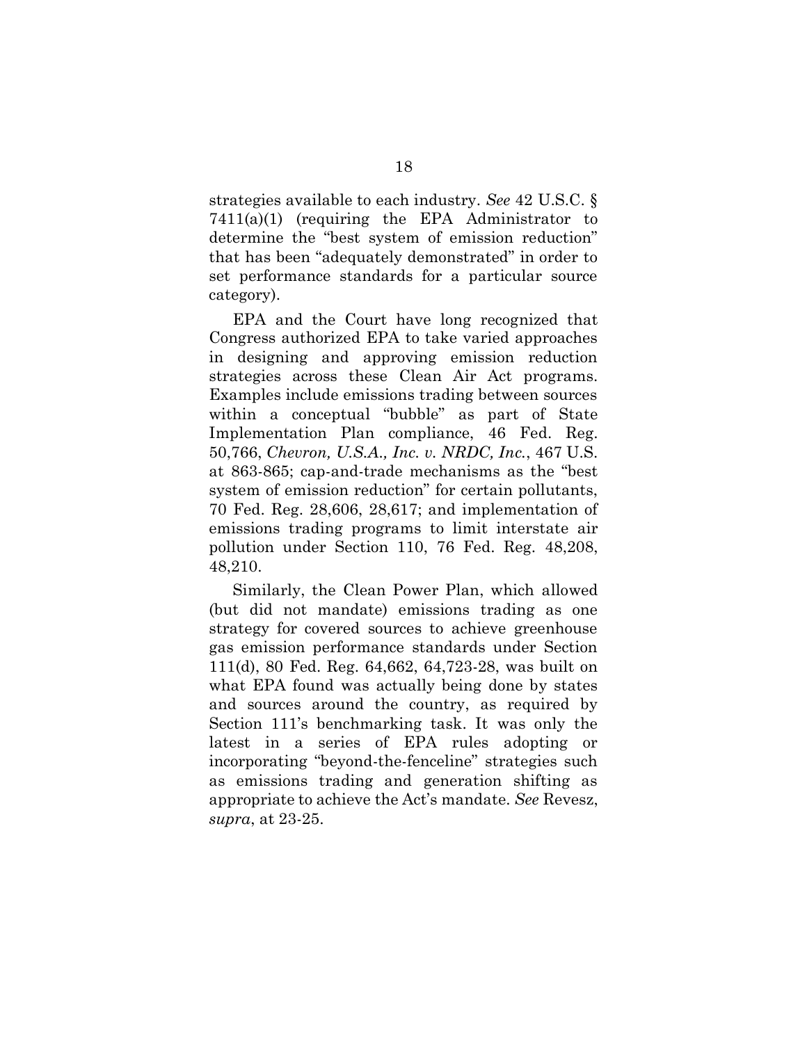strategies available to each industry. *See* 42 U.S.C. § 7411(a)(1) (requiring the EPA Administrator to determine the "best system of emission reduction" that has been "adequately demonstrated" in order to set performance standards for a particular source category).

EPA and the Court have long recognized that Congress authorized EPA to take varied approaches in designing and approving emission reduction strategies across these Clean Air Act programs. Examples include emissions trading between sources within a conceptual "bubble" as part of State Implementation Plan compliance, 46 Fed. Reg. 50,766, *Chevron, U.S.A., Inc. v. NRDC, Inc.*, 467 U.S. at 863-865; cap-and-trade mechanisms as the "best system of emission reduction" for certain pollutants, 70 Fed. Reg. 28,606, 28,617; and implementation of emissions trading programs to limit interstate air pollution under Section 110, 76 Fed. Reg. 48,208, 48,210.

Similarly, the Clean Power Plan, which allowed (but did not mandate) emissions trading as one strategy for covered sources to achieve greenhouse gas emission performance standards under Section 111(d), 80 Fed. Reg. 64,662, 64,723-28, was built on what EPA found was actually being done by states and sources around the country, as required by Section 111's benchmarking task. It was only the latest in a series of EPA rules adopting or incorporating "beyond-the-fenceline" strategies such as emissions trading and generation shifting as appropriate to achieve the Act's mandate. *See* Revesz, *supra*, at 23-25.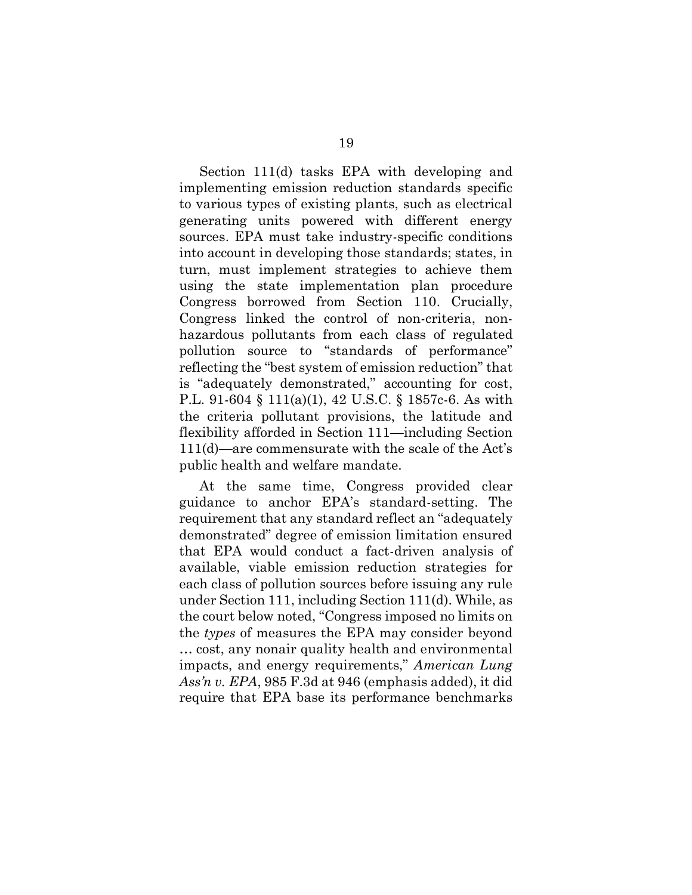Section 111(d) tasks EPA with developing and implementing emission reduction standards specific to various types of existing plants, such as electrical generating units powered with different energy sources. EPA must take industry-specific conditions into account in developing those standards; states, in turn, must implement strategies to achieve them using the state implementation plan procedure Congress borrowed from Section 110. Crucially, Congress linked the control of non-criteria, non-hazardous pollutants from each class of regulated pollution source to "standards of performance" reflecting the "best system of emission reduction" that is "adequately demonstrated," accounting for cost, P.L. 91-604 § 111(a)(1), 42 U.S.C. § 1857c-6. As with the criteria pollutant provisions, the latitude and flexibility afforded in Section 111—including Section 111(d)—are commensurate with the scale of the Act's public health and welfare mandate.

At the same time, Congress provided clear guidance to anchor EPA's standard-setting. The requirement that any standard reflect an "adequately demonstrated" degree of emission limitation ensured that EPA would conduct a fact-driven analysis of available, viable emission reduction strategies for each class of pollution sources before issuing any rule under Section 111, including Section 111(d). While, as the court below noted, "Congress imposed no limits on the *types* of measures the EPA may consider beyond … cost, any nonair quality health and environmental impacts, and energy requirements," *American Lung Ass'n v. EPA*, 985 F.3d at 946 (emphasis added), it did require that EPA base its performance benchmarks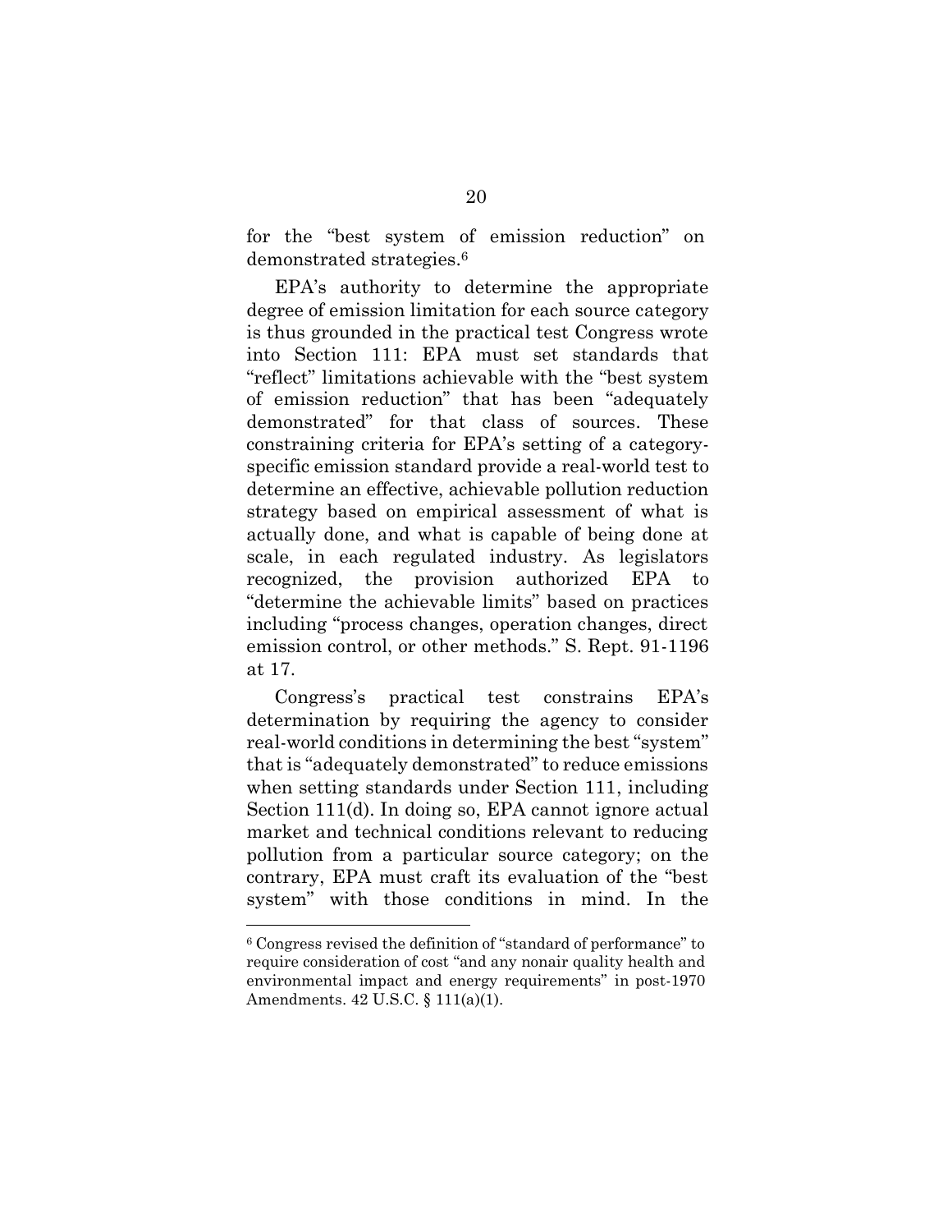for the "best system of emission reduction" on demonstrated strategies.[6]

EPA's authority to determine the appropriate degree of emission limitation for each source category is thus grounded in the practical test Congress wrote into Section 111: EPA must set standards that "reflect" limitations achievable with the "best system of emission reduction" that has been "adequately demonstrated" for that class of sources. These constraining criteria for EPA's setting of a category-specific emission standard provide a real-world test to determine an effective, achievable pollution reduction strategy based on empirical assessment of what is actually done, and what is capable of being done at scale, in each regulated industry. As legislators recognized, the provision authorized EPA to "determine the achievable limits" based on practices including "process changes, operation changes, direct emission control, or other methods." S. Rept. 91-1196 at 17.

Congress's practical test constrains EPA's determination by requiring the agency to consider real-world conditions in determining the best "system" that is "adequately demonstrated" to reduce emissions when setting standards under Section 111, including Section 111(d). In doing so, EPA cannot ignore actual market and technical conditions relevant to reducing pollution from a particular source category; on the contrary, EPA must craft its evaluation of the "best system" with those conditions in mind. In the

---

[6] Congress revised the definition of "standard of performance" to require consideration of cost "and any nonair quality health and environmental impact and energy requirements" in post-1970 Amendments. 42 U.S.C. § 111(a)(1).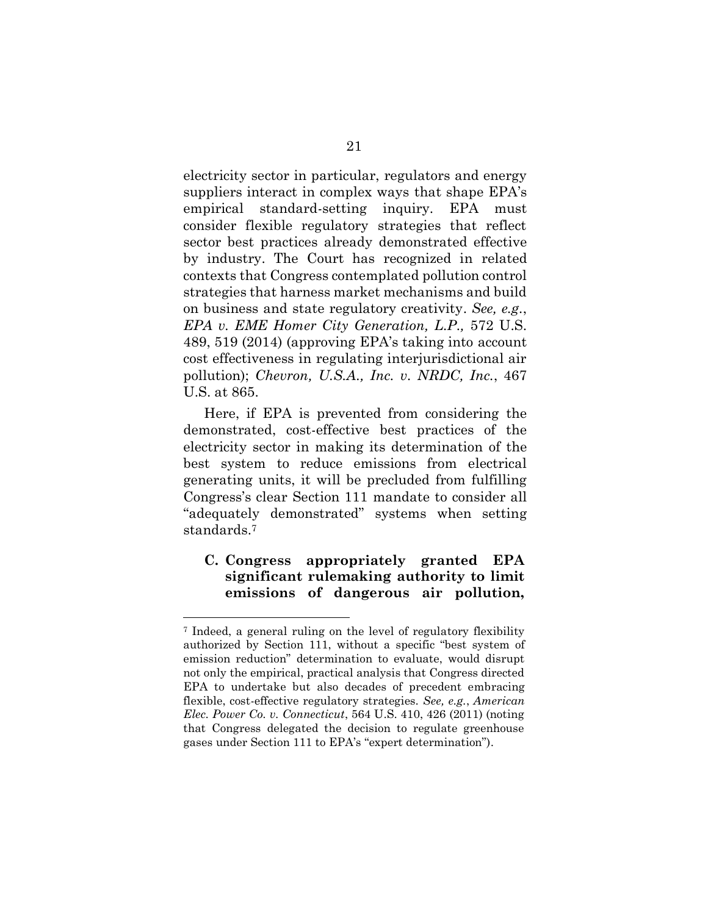electricity sector in particular, regulators and energy suppliers interact in complex ways that shape EPA's empirical standard-setting inquiry. EPA must consider flexible regulatory strategies that reflect sector best practices already demonstrated effective by industry. The Court has recognized in related contexts that Congress contemplated pollution control strategies that harness market mechanisms and build on business and state regulatory creativity. *See, e.g.*, *EPA v. EME Homer City Generation, L.P.,* 572 U.S. 489, 519 (2014) (approving EPA's taking into account cost effectiveness in regulating interjurisdictional air pollution); *Chevron, U.S.A., Inc. v. NRDC, Inc.*, 467 U.S. at 865.

Here, if EPA is prevented from considering the demonstrated, cost-effective best practices of the electricity sector in making its determination of the best system to reduce emissions from electrical generating units, it will be precluded from fulfilling Congress's clear Section 111 mandate to consider all "adequately demonstrated" systems when setting standards.[7]

### C. Congress appropriately granted EPA significant rulemaking authority to limit emissions of dangerous air pollution,

[7] Indeed, a general ruling on the level of regulatory flexibility authorized by Section 111, without a specific "best system of emission reduction" determination to evaluate, would disrupt not only the empirical, practical analysis that Congress directed EPA to undertake but also decades of precedent embracing flexible, cost-effective regulatory strategies. *See, e.g.*, *American Elec. Power Co. v. Connecticut*, 564 U.S. 410, 426 (2011) (noting that Congress delegated the decision to regulate greenhouse gases under Section 111 to EPA's "expert determination").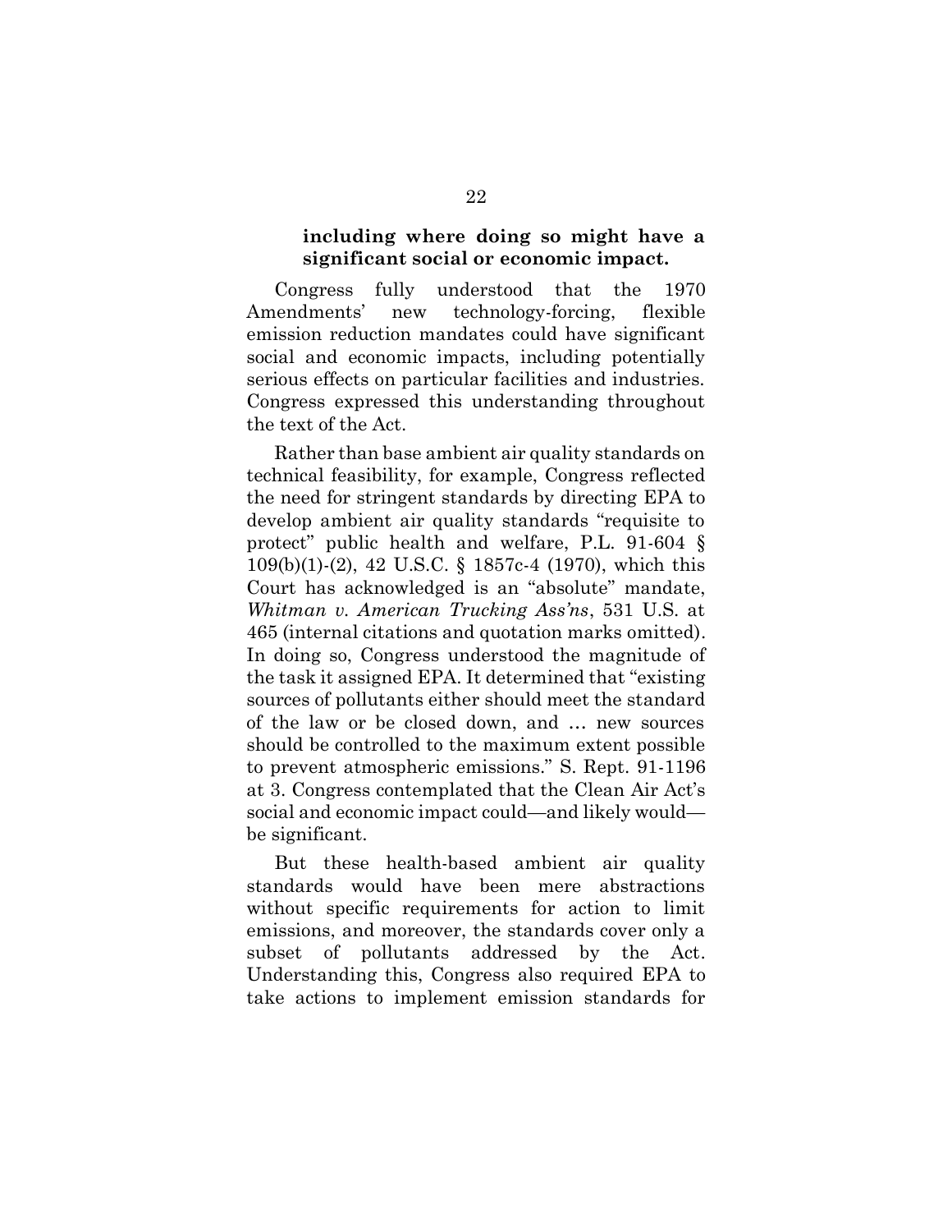**including where doing so might have a significant social or economic impact.**

Congress fully understood that the 1970 Amendments' new technology-forcing, flexible emission reduction mandates could have significant social and economic impacts, including potentially serious effects on particular facilities and industries. Congress expressed this understanding throughout the text of the Act.

Rather than base ambient air quality standards on technical feasibility, for example, Congress reflected the need for stringent standards by directing EPA to develop ambient air quality standards "requisite to protect" public health and welfare, P.L. 91-604 § 109(b)(1)-(2), 42 U.S.C. § 1857c-4 (1970), which this Court has acknowledged is an "absolute" mandate, *Whitman v. American Trucking Ass'ns*, 531 U.S. at 465 (internal citations and quotation marks omitted). In doing so, Congress understood the magnitude of the task it assigned EPA. It determined that "existing sources of pollutants either should meet the standard of the law or be closed down, and … new sources should be controlled to the maximum extent possible to prevent atmospheric emissions." S. Rept. 91-1196 at 3. Congress contemplated that the Clean Air Act's social and economic impact could—and likely would—be significant.

But these health-based ambient air quality standards would have been mere abstractions without specific requirements for action to limit emissions, and moreover, the standards cover only a subset of pollutants addressed by the Act. Understanding this, Congress also required EPA to take actions to implement emission standards for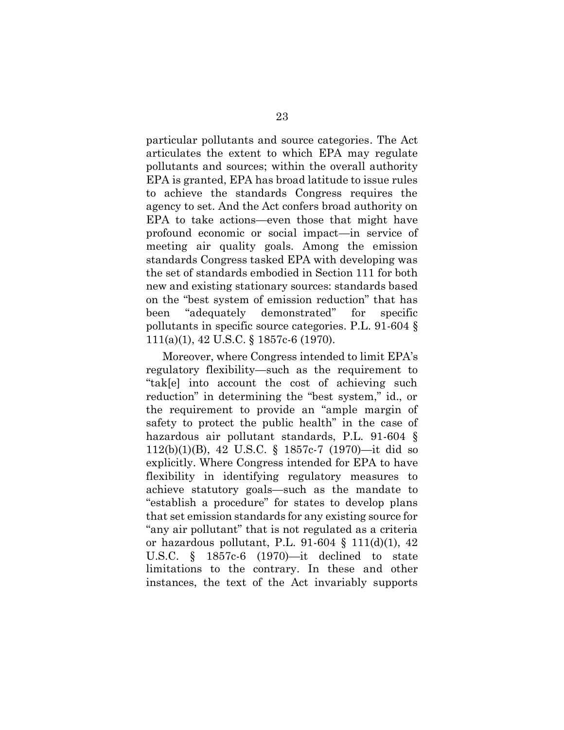particular pollutants and source categories. The Act articulates the extent to which EPA may regulate pollutants and sources; within the overall authority EPA is granted, EPA has broad latitude to issue rules to achieve the standards Congress requires the agency to set. And the Act confers broad authority on EPA to take actions—even those that might have profound economic or social impact—in service of meeting air quality goals. Among the emission standards Congress tasked EPA with developing was the set of standards embodied in Section 111 for both new and existing stationary sources: standards based on the "best system of emission reduction" that has been "adequately demonstrated" for specific pollutants in specific source categories. P.L. 91-604 § 111(a)(1), 42 U.S.C. § 1857c-6 (1970).

Moreover, where Congress intended to limit EPA's regulatory flexibility—such as the requirement to "tak[e] into account the cost of achieving such reduction" in determining the "best system," id., or the requirement to provide an "ample margin of safety to protect the public health" in the case of hazardous air pollutant standards, P.L. 91-604 § 112(b)(1)(B), 42 U.S.C. § 1857c-7 (1970)—it did so explicitly. Where Congress intended for EPA to have flexibility in identifying regulatory measures to achieve statutory goals—such as the mandate to "establish a procedure" for states to develop plans that set emission standards for any existing source for "any air pollutant" that is not regulated as a criteria or hazardous pollutant, P.L. 91-604 § 111(d)(1), 42 U.S.C. § 1857c-6 (1970)—it declined to state limitations to the contrary. In these and other instances, the text of the Act invariably supports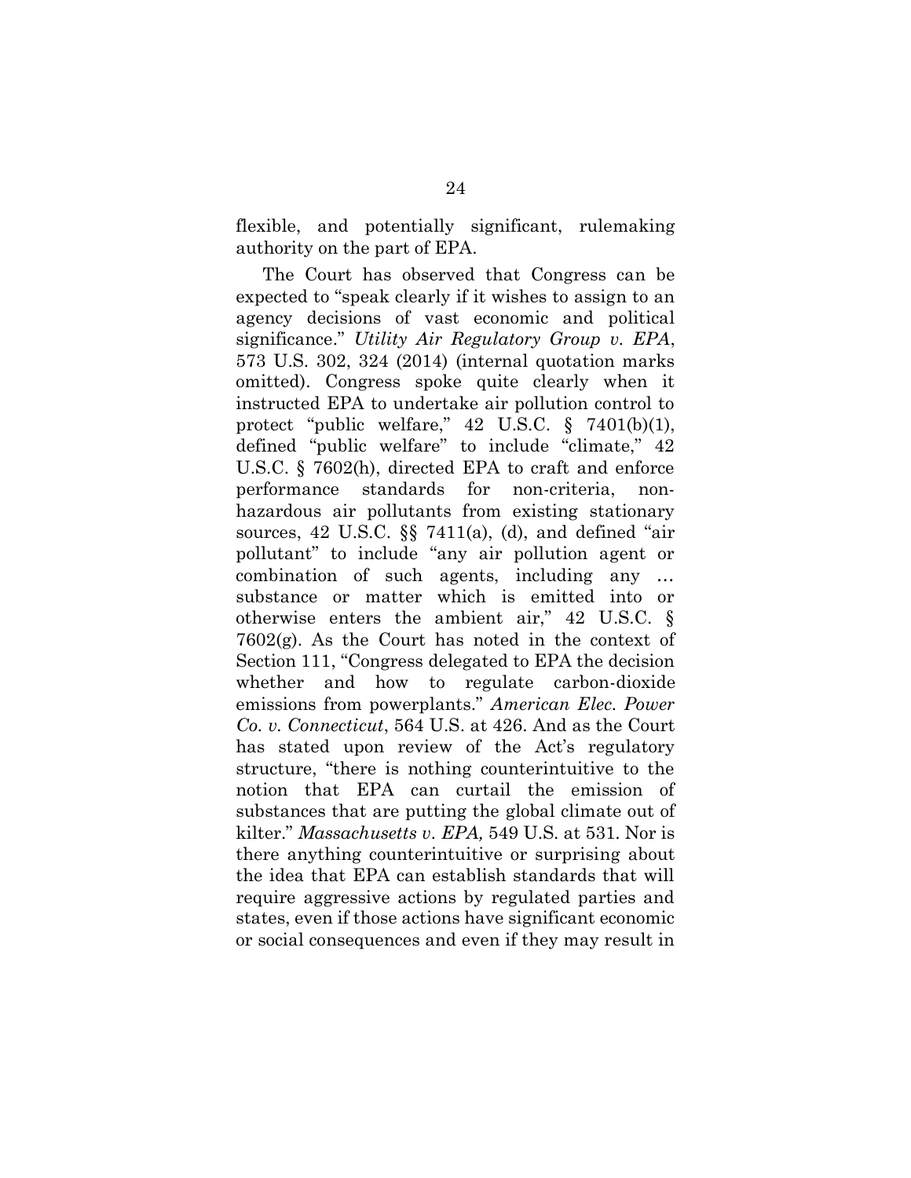flexible, and potentially significant, rulemaking authority on the part of EPA.

The Court has observed that Congress can be expected to "speak clearly if it wishes to assign to an agency decisions of vast economic and political significance." *Utility Air Regulatory Group v. EPA*, 573 U.S. 302, 324 (2014) (internal quotation marks omitted). Congress spoke quite clearly when it instructed EPA to undertake air pollution control to protect "public welfare," 42 U.S.C. § 7401(b)(1), defined "public welfare" to include "climate," 42 U.S.C. § 7602(h), directed EPA to craft and enforce performance standards for non-criteria, non-hazardous air pollutants from existing stationary sources, 42 U.S.C. §§ 7411(a), (d), and defined "air pollutant" to include "any air pollution agent or combination of such agents, including any … substance or matter which is emitted into or otherwise enters the ambient air," 42 U.S.C. § 7602(g). As the Court has noted in the context of Section 111, "Congress delegated to EPA the decision whether and how to regulate carbon-dioxide emissions from powerplants." *American Elec. Power Co. v. Connecticut*, 564 U.S. at 426. And as the Court has stated upon review of the Act's regulatory structure, "there is nothing counterintuitive to the notion that EPA can curtail the emission of substances that are putting the global climate out of kilter." *Massachusetts v. EPA,* 549 U.S. at 531. Nor is there anything counterintuitive or surprising about the idea that EPA can establish standards that will require aggressive actions by regulated parties and states, even if those actions have significant economic or social consequences and even if they may result in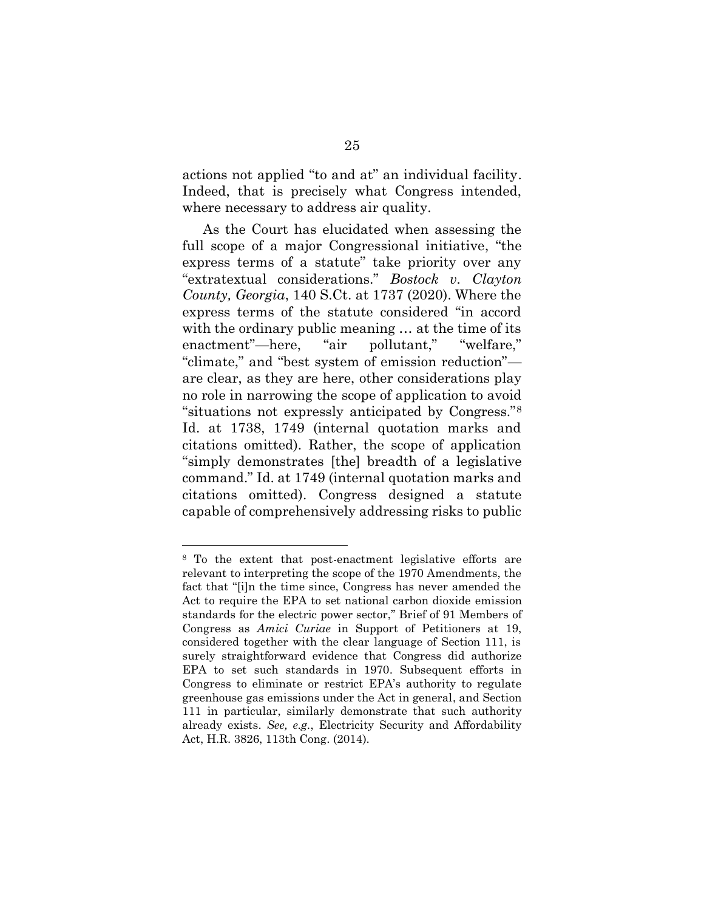actions not applied "to and at" an individual facility. Indeed, that is precisely what Congress intended, where necessary to address air quality.

As the Court has elucidated when assessing the full scope of a major Congressional initiative, "the express terms of a statute" take priority over any "extratextual considerations." *Bostock v. Clayton County, Georgia*, 140 S.Ct. at 1737 (2020). Where the express terms of the statute considered "in accord with the ordinary public meaning … at the time of its enactment"—here, "air pollutant," "welfare," "climate," and "best system of emission reduction"—are clear, as they are here, other considerations play no role in narrowing the scope of application to avoid "situations not expressly anticipated by Congress."[8] Id. at 1738, 1749 (internal quotation marks and citations omitted). Rather, the scope of application "simply demonstrates [the] breadth of a legislative command." Id. at 1749 (internal quotation marks and citations omitted). Congress designed a statute capable of comprehensively addressing risks to public

---

[8] To the extent that post-enactment legislative efforts are relevant to interpreting the scope of the 1970 Amendments, the fact that "[i]n the time since, Congress has never amended the Act to require the EPA to set national carbon dioxide emission standards for the electric power sector," Brief of 91 Members of Congress as *Amici Curiae* in Support of Petitioners at 19, considered together with the clear language of Section 111, is surely straightforward evidence that Congress did authorize EPA to set such standards in 1970. Subsequent efforts in Congress to eliminate or restrict EPA's authority to regulate greenhouse gas emissions under the Act in general, and Section 111 in particular, similarly demonstrate that such authority already exists. *See, e.g.*, Electricity Security and Affordability Act, H.R. 3826, 113th Cong. (2014).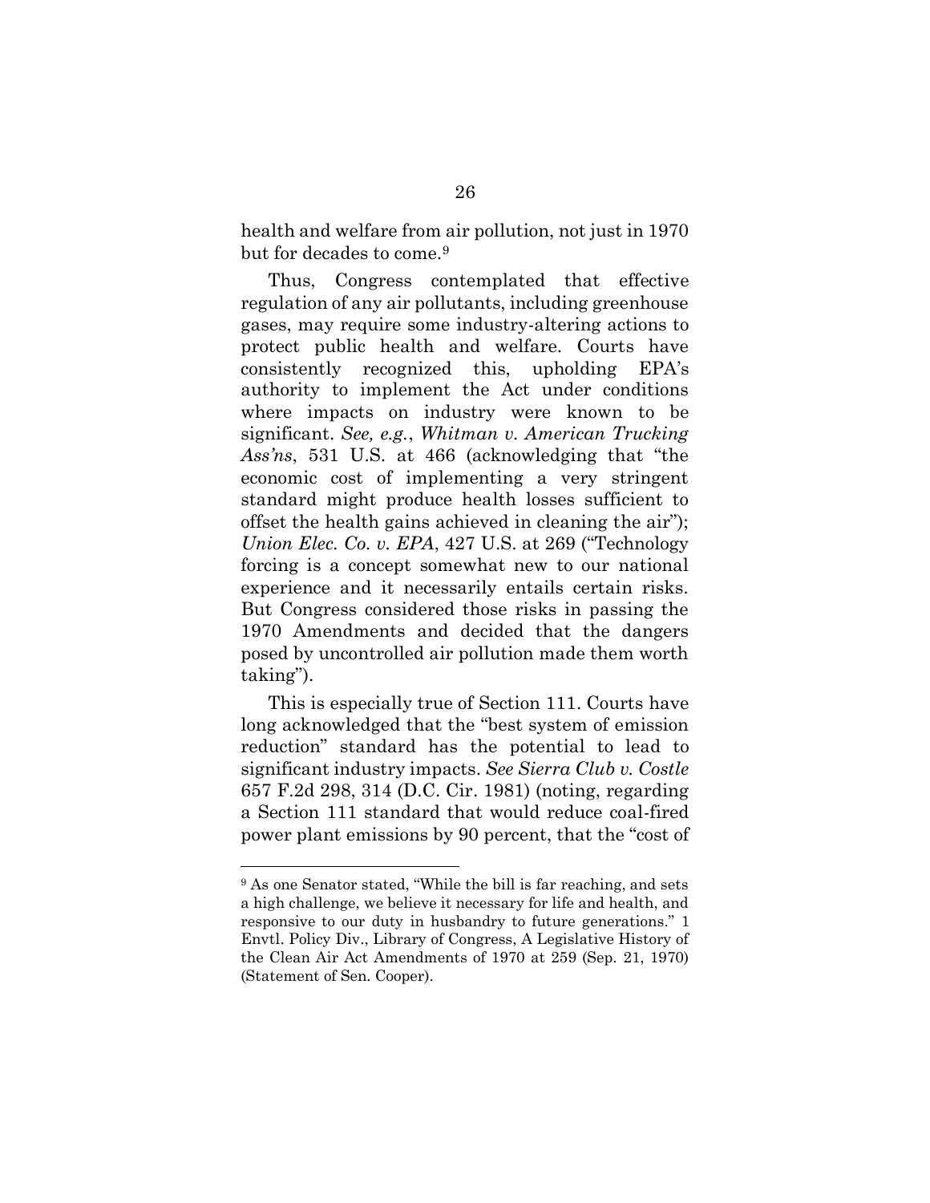health and welfare from air pollution, not just in 1970 but for decades to come.[9]

Thus, Congress contemplated that effective regulation of any air pollutants, including greenhouse gases, may require some industry-altering actions to protect public health and welfare. Courts have consistently recognized this, upholding EPA's authority to implement the Act under conditions where impacts on industry were known to be significant. *See, e.g.*, *Whitman v. American Trucking Ass'ns*, 531 U.S. at 466 (acknowledging that "the economic cost of implementing a very stringent standard might produce health losses sufficient to offset the health gains achieved in cleaning the air"); *Union Elec. Co. v. EPA*, 427 U.S. at 269 ("Technology forcing is a concept somewhat new to our national experience and it necessarily entails certain risks. But Congress considered those risks in passing the 1970 Amendments and decided that the dangers posed by uncontrolled air pollution made them worth taking").

This is especially true of Section 111. Courts have long acknowledged that the "best system of emission reduction" standard has the potential to lead to significant industry impacts. *See Sierra Club v. Costle* 657 F.2d 298, 314 (D.C. Cir. 1981) (noting, regarding a Section 111 standard that would reduce coal-fired power plant emissions by 90 percent, that the "cost of

---

[9] As one Senator stated, "While the bill is far reaching, and sets a high challenge, we believe it necessary for life and health, and responsive to our duty in husbandry to future generations." 1 Envtl. Policy Div., Library of Congress, A Legislative History of the Clean Air Act Amendments of 1970 at 259 (Sep. 21, 1970) (Statement of Sen. Cooper).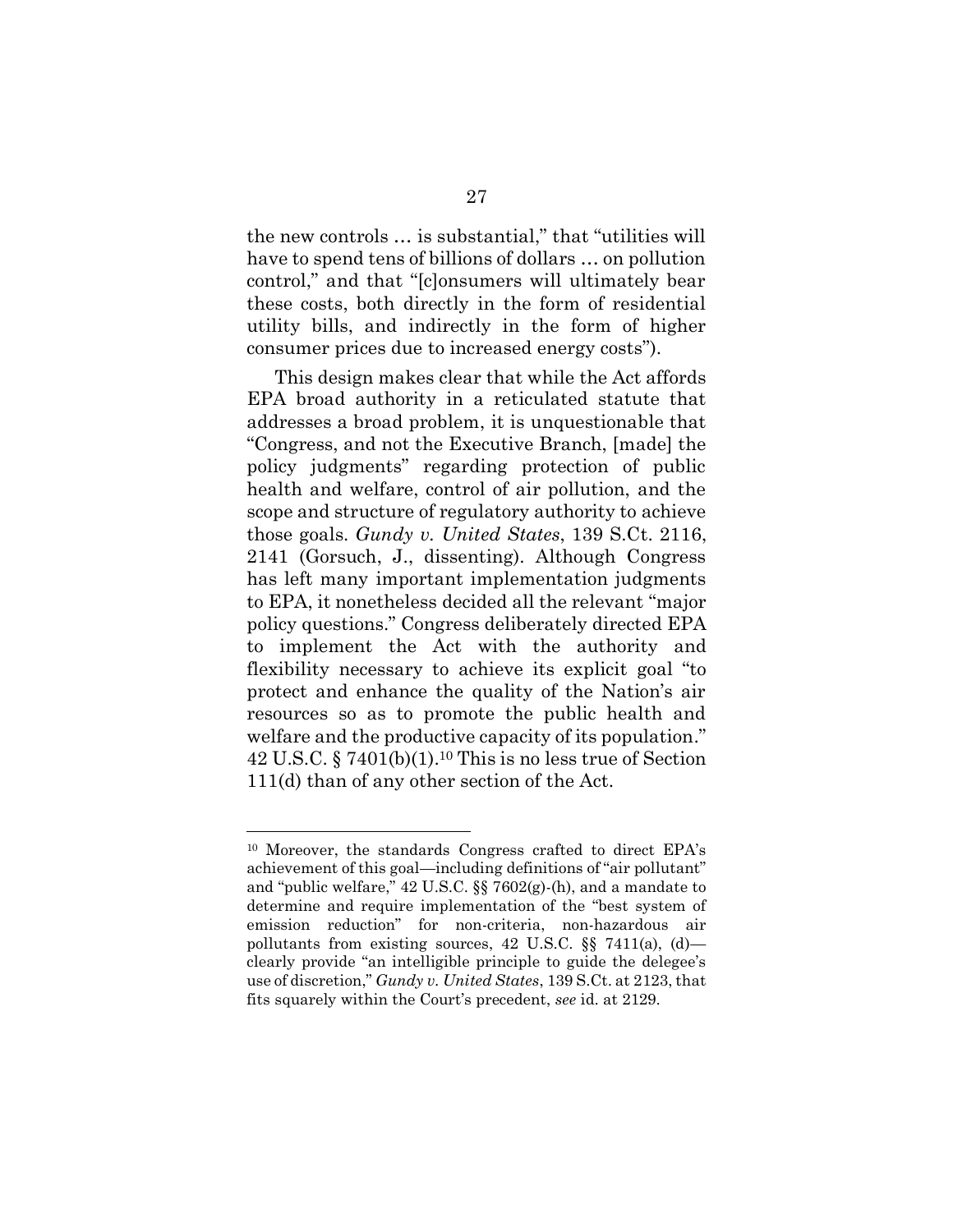the new controls … is substantial," that "utilities will have to spend tens of billions of dollars … on pollution control," and that "[c]onsumers will ultimately bear these costs, both directly in the form of residential utility bills, and indirectly in the form of higher consumer prices due to increased energy costs").

This design makes clear that while the Act affords EPA broad authority in a reticulated statute that addresses a broad problem, it is unquestionable that "Congress, and not the Executive Branch, [made] the policy judgments" regarding protection of public health and welfare, control of air pollution, and the scope and structure of regulatory authority to achieve those goals. *Gundy v. United States*, 139 S.Ct. 2116, 2141 (Gorsuch, J., dissenting). Although Congress has left many important implementation judgments to EPA, it nonetheless decided all the relevant "major policy questions." Congress deliberately directed EPA to implement the Act with the authority and flexibility necessary to achieve its explicit goal "to protect and enhance the quality of the Nation's air resources so as to promote the public health and welfare and the productive capacity of its population." 42 U.S.C. § 7401(b)(1).[10] This is no less true of Section 111(d) than of any other section of the Act.

---

[10] Moreover, the standards Congress crafted to direct EPA's achievement of this goal—including definitions of "air pollutant" and "public welfare," 42 U.S.C. §§ 7602(g)-(h), and a mandate to determine and require implementation of the "best system of emission reduction" for non-criteria, non-hazardous air pollutants from existing sources, 42 U.S.C. §§ 7411(a), (d)—clearly provide "an intelligible principle to guide the delegee's use of discretion," *Gundy v. United States*, 139 S.Ct. at 2123, that fits squarely within the Court's precedent, *see* id. at 2129.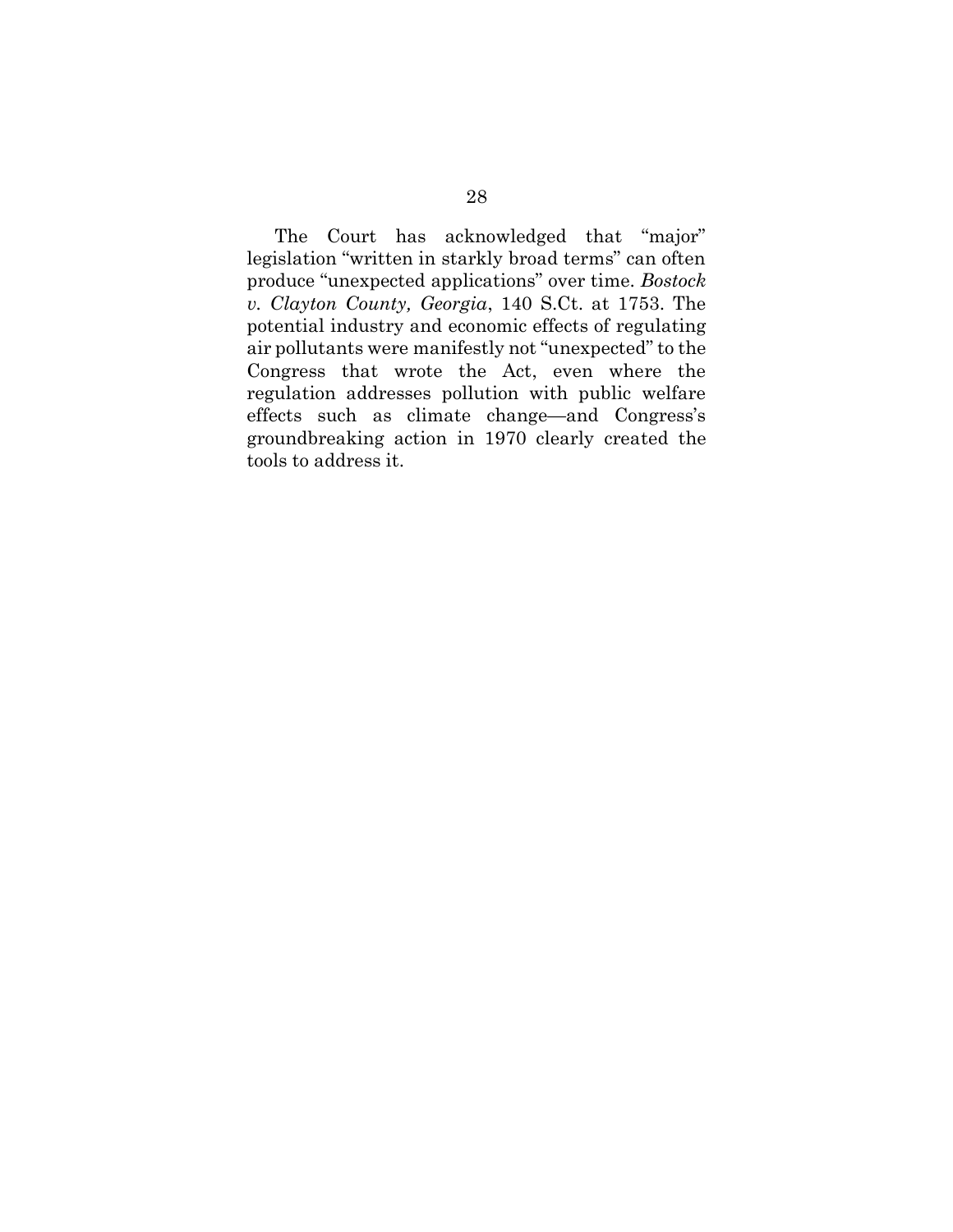The Court has acknowledged that "major" legislation "written in starkly broad terms" can often produce "unexpected applications" over time. *Bostock v. Clayton County, Georgia*, 140 S.Ct. at 1753. The potential industry and economic effects of regulating air pollutants were manifestly not "unexpected" to the Congress that wrote the Act, even where the regulation addresses pollution with public welfare effects such as climate change—and Congress's groundbreaking action in 1970 clearly created the tools to address it.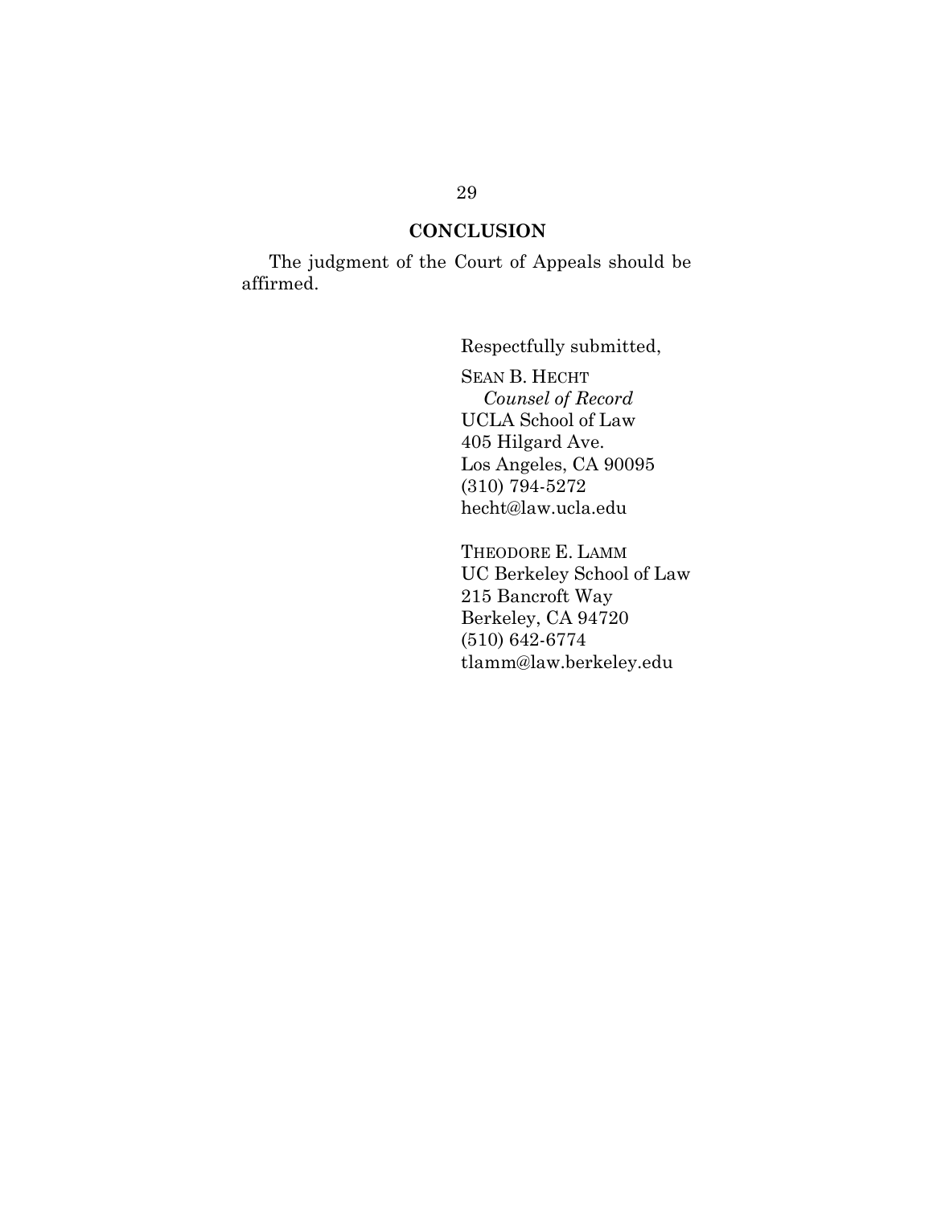## CONCLUSION

The judgment of the Court of Appeals should be affirmed.

Respectfully submitted,

SEAN B. HECHT
*Counsel of Record*
UCLA School of Law
405 Hilgard Ave.
Los Angeles, CA 90095
(310) 794-5272
hecht@law.ucla.edu

THEODORE E. LAMM
UC Berkeley School of Law
215 Bancroft Way
Berkeley, CA 94720
(510) 642-6774
tlamm@law.berkeley.edu